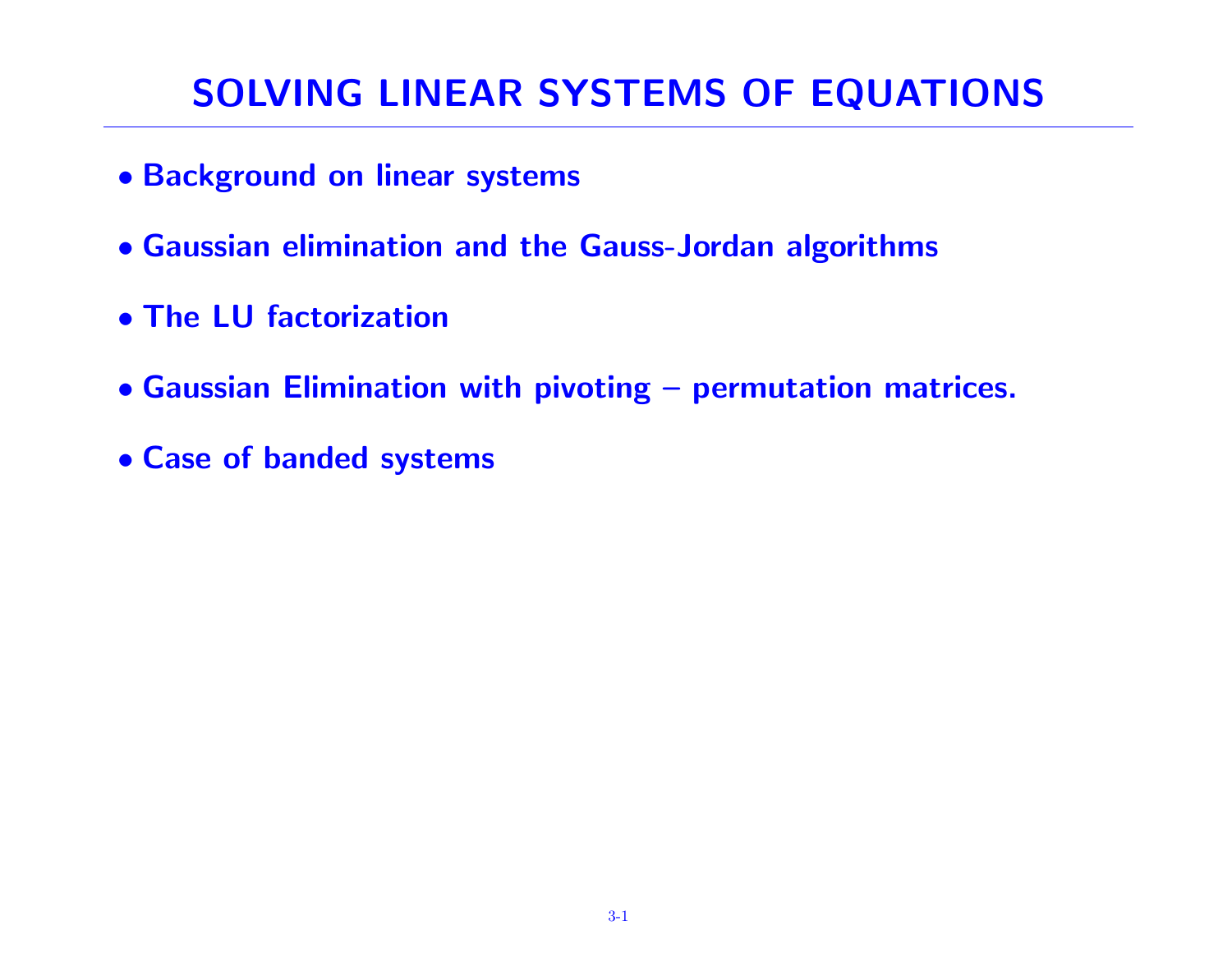# SOLVING LINEAR SYSTEMS OF EQUATIONS

- **Background on linear systems**
- **Gaussian elimination and the Gauss-Jordan algorithms**
- **The LU factorization**
- **Gaussian Elimination with pivoting – permutation matrices.**
- **Case of banded systems**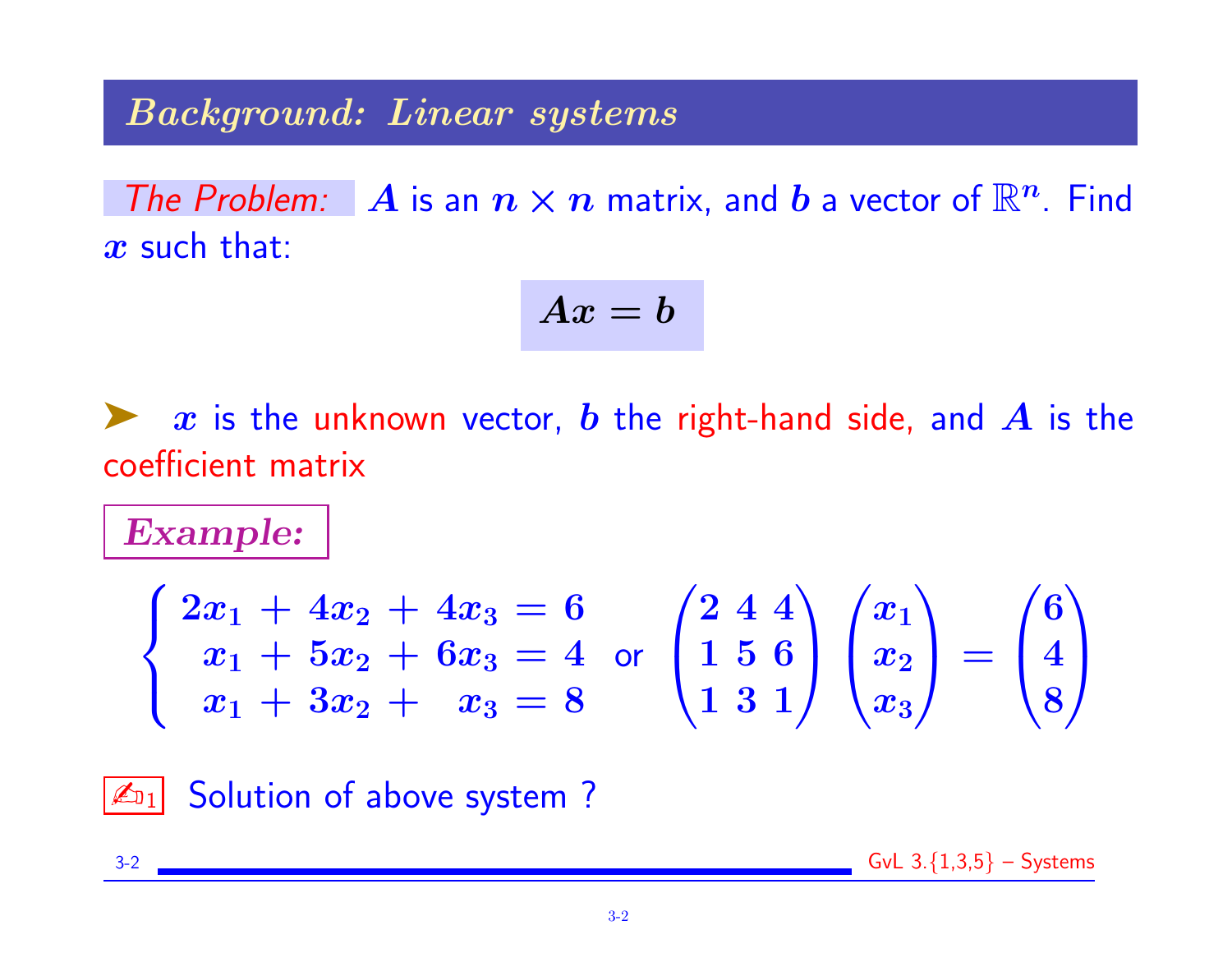## Background: Linear systems

*The Problem:* $A$ is an $n \times n$ matrix, and $b$ a vector of $\mathbb{R}^n$. Find $x$ such that:

$$Ax = b$$

➤ $x$ is the unknown vector, $b$ the right-hand side, and $A$ is the coefficient matrix

**Example:**

$$\begin{cases} 2x_1 + 4x_2 + 4x_3 = 6 \\ x_1 + 5x_2 + 6x_3 = 4 \\ x_1 + 3x_2 + x_3 = 8 \end{cases} \quad \text{or} \quad \begin{pmatrix} 2 & 4 & 4 \\ 1 & 5 & 6 \\ 1 & 3 & 1 \end{pmatrix} \begin{pmatrix} x_1 \\ x_2 \\ x_3 \end{pmatrix} = \begin{pmatrix} 6 \\ 4 \\ 8 \end{pmatrix}$$

✍1 Solution of above system ?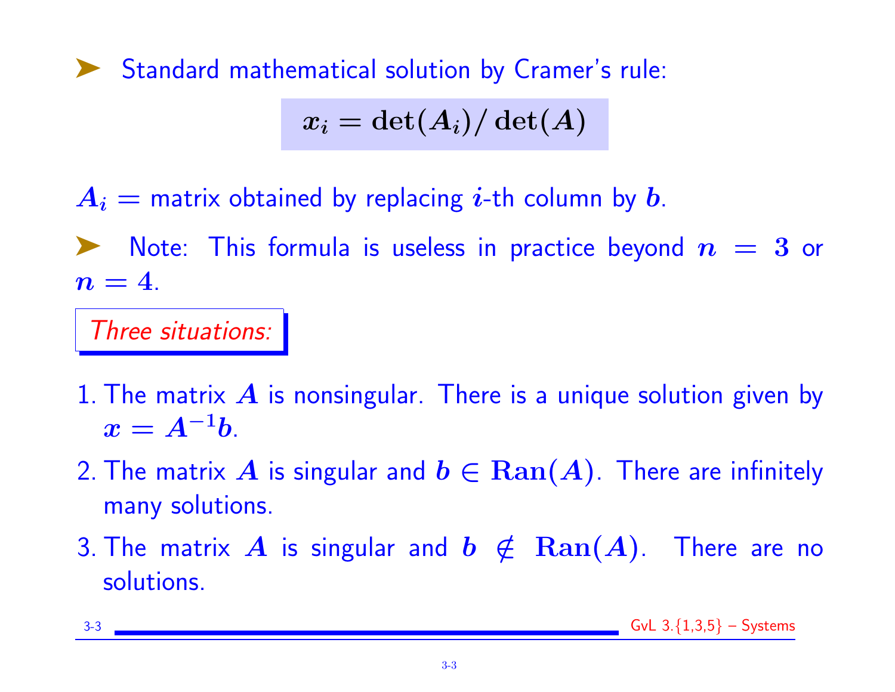- Standard mathematical solution by Cramer's rule:

$$x_i = \det(A_i)/\det(A)$$

$A_i$ = matrix obtained by replacing $i$-th column by $b$.

- Note: This formula is useless in practice beyond $n = 3$ or $n = 4$.

*Three situations:*

1. The matrix $A$ is nonsingular. There is a unique solution given by $x = A^{-1}b$.
2. The matrix $A$ is singular and $b \in \mathbf{Ran}(A)$. There are infinitely many solutions.
3. The matrix $A$ is singular and $b \notin \mathbf{Ran}(A)$. There are no solutions.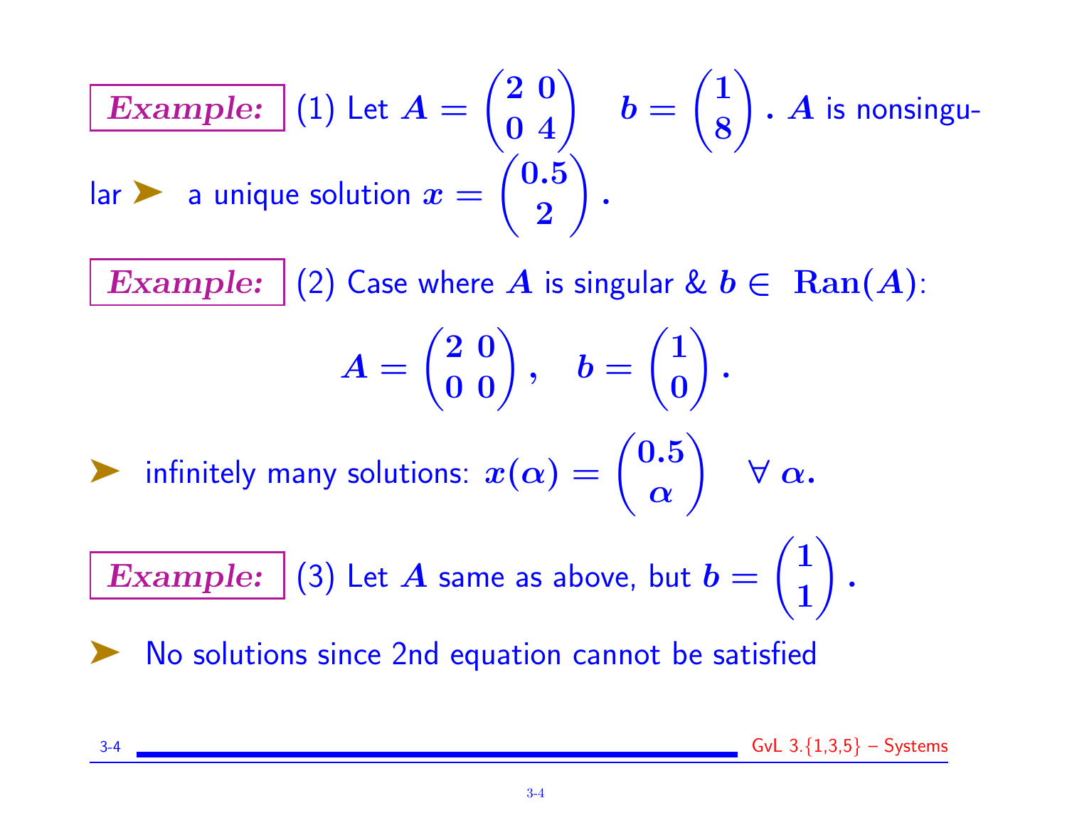**Example:** (1) Let $A = \begin{pmatrix} 2 & 0 \\ 0 & 4 \end{pmatrix}$ $\quad b = \begin{pmatrix} 1 \\ 8 \end{pmatrix}$. $A$ is nonsingular ➤ a unique solution $x = \begin{pmatrix} 0.5 \\ 2 \end{pmatrix}$.

**Example:** (2) Case where $A$ is singular & $b \in \textbf{Ran}(A)$:

$$A = \begin{pmatrix} 2 & 0 \\ 0 & 0 \end{pmatrix}, \quad b = \begin{pmatrix} 1 \\ 0 \end{pmatrix}.$$

➤ infinitely many solutions: $x(\alpha) = \begin{pmatrix} 0.5 \\ \alpha \end{pmatrix} \quad \forall \ \alpha.$

**Example:** (3) Let $A$ same as above, but $b = \begin{pmatrix} 1 \\ 1 \end{pmatrix}$.

➤ No solutions since 2nd equation cannot be satisfied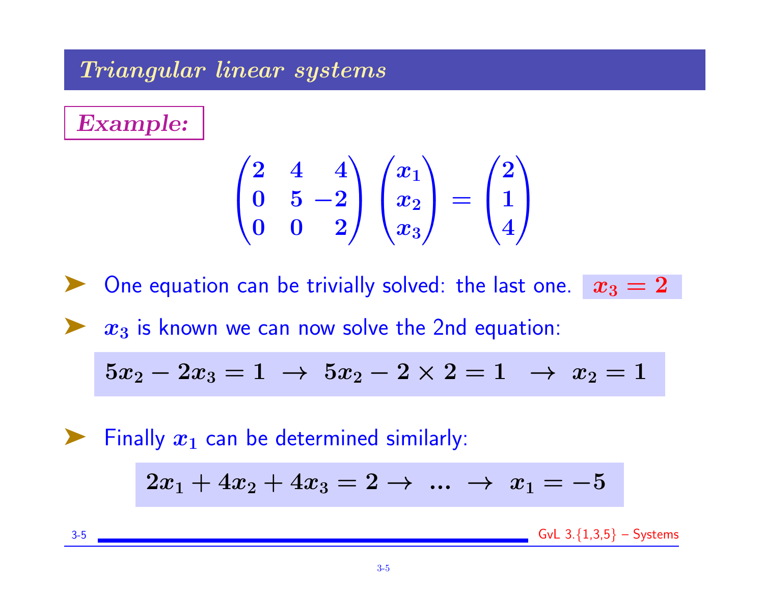## Triangular linear systems

**Example:**

$$\begin{pmatrix} 2 & 4 & 4 \\ 0 & 5 & -2 \\ 0 & 0 & 2 \end{pmatrix} \begin{pmatrix} x_1 \\ x_2 \\ x_3 \end{pmatrix} = \begin{pmatrix} 2 \\ 1 \\ 4 \end{pmatrix}$$

- One equation can be trivially solved: the last one. $x_3 = 2$
- $x_3$ is known we can now solve the 2nd equation:

$$5x_2 - 2x_3 = 1 \;\rightarrow\; 5x_2 - 2 \times 2 = 1 \;\rightarrow\; x_2 = 1$$

- Finally $x_1$ can be determined similarly:

$$2x_1 + 4x_2 + 4x_3 = 2 \rightarrow \; ... \; \rightarrow \; x_1 = -5$$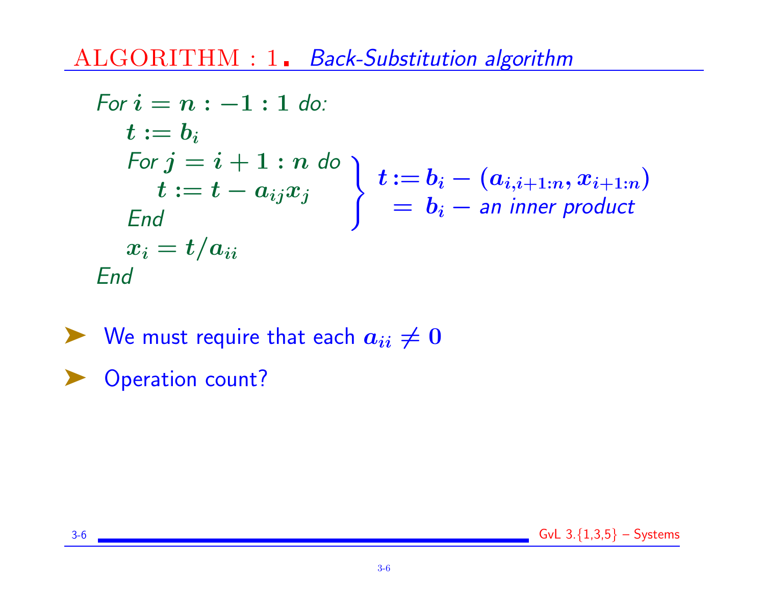## ALGORITHM : 1. *Back-Substitution algorithm*

*For* $i = n : -1 : 1$ *do:*
  $t := b_i$
  *For* $j = i + 1 : n$ *do*
    $t := t - a_{ij} x_j$
  *End*
  $x_i = t / a_{ii}$
*End*

(The inner loop computes) $t := b_i - (a_{i,i+1:n}, x_{i+1:n}) = b_i -$ *an inner product*

- We must require that each $a_{ii} \neq 0$
- Operation count?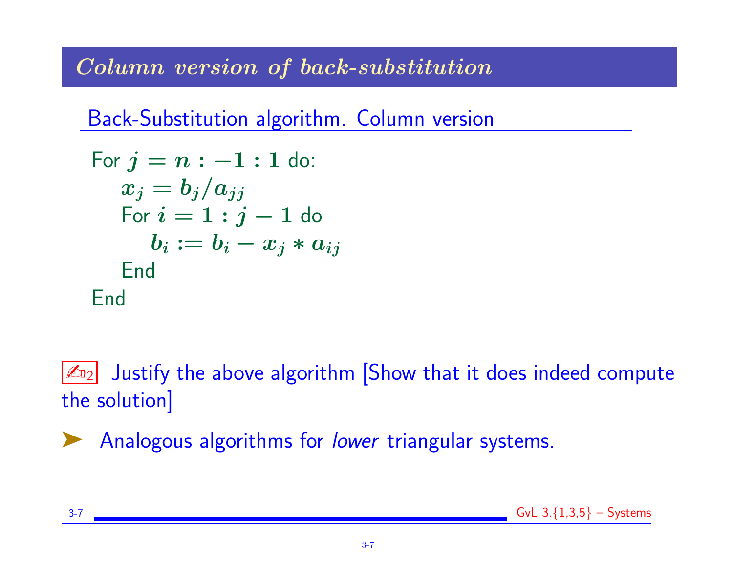## *Column version of back-substitution*

Back-Substitution algorithm. Column version

For $j = n : -1 : 1$ do:
  $x_j = b_j / a_{jj}$
  For $i = 1 : j - 1$ do
    $b_i := b_i - x_j * a_{ij}$
  End
End

✍ 2 Justify the above algorithm [Show that it does indeed compute the solution]

➤ Analogous algorithms for *lower* triangular systems.

GvL 3.{1,3,5} – Systems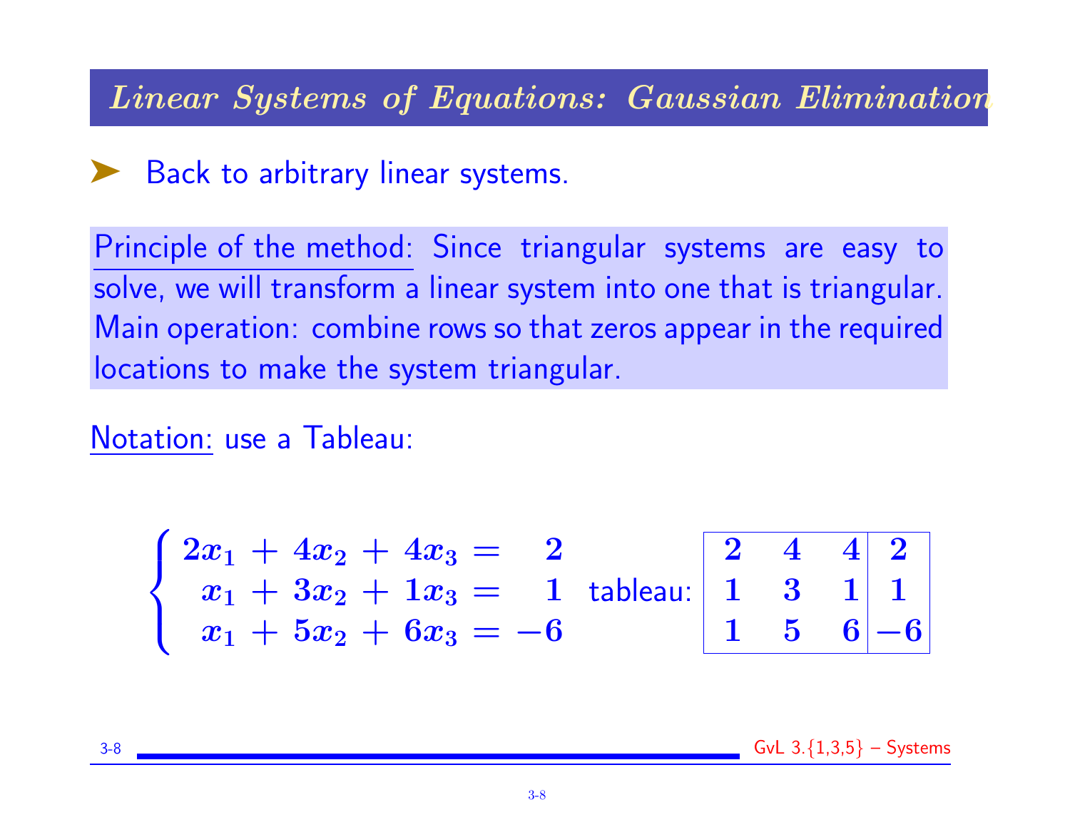# *Linear Systems of Equations: Gaussian Elimination*

- Back to arbitrary linear systems.

Principle of the method: Since triangular systems are easy to solve, we will transform a linear system into one that is triangular. Main operation: combine rows so that zeros appear in the required locations to make the system triangular.

Notation: use a Tableau:

$$\begin{cases} 2x_1 + 4x_2 + 4x_3 = 2 \\ x_1 + 3x_2 + 1x_3 = 1 \\ x_1 + 5x_2 + 6x_3 = -6 \end{cases} \quad \text{tableau:} \quad \left[\begin{array}{ccc|c} 2 & 4 & 4 & 2 \\ 1 & 3 & 1 & 1 \\ 1 & 5 & 6 & -6 \end{array}\right]$$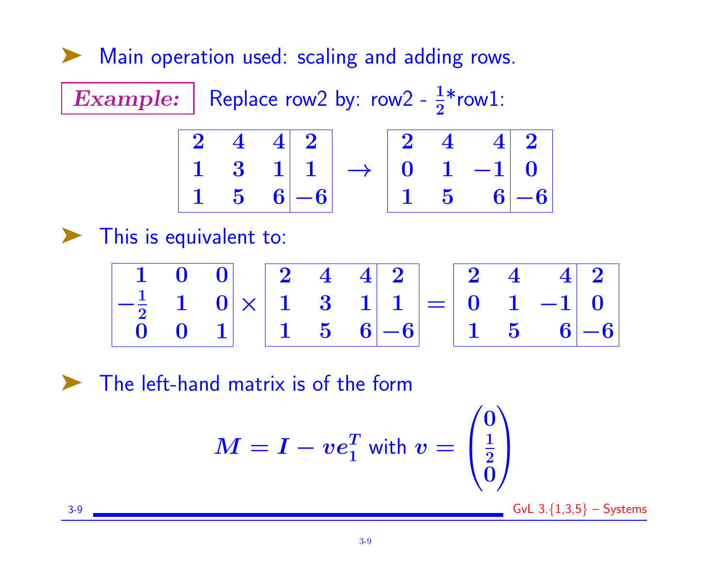- Main operation used: scaling and adding rows.

**Example:** Replace row2 by: row2 - $\frac{1}{2}$*row1:

$$\left[\begin{array}{ccc|c} 2 & 4 & 4 & 2 \\ 1 & 3 & 1 & 1 \\ 1 & 5 & 6 & -6 \end{array}\right] \rightarrow \left[\begin{array}{ccc|c} 2 & 4 & 4 & 2 \\ 0 & 1 & -1 & 0 \\ 1 & 5 & 6 & -6 \end{array}\right]$$

- This is equivalent to:

$$\left[\begin{array}{ccc} 1 & 0 & 0 \\ -\frac{1}{2} & 1 & 0 \\ 0 & 0 & 1 \end{array}\right] \times \left[\begin{array}{ccc|c} 2 & 4 & 4 & 2 \\ 1 & 3 & 1 & 1 \\ 1 & 5 & 6 & -6 \end{array}\right] = \left[\begin{array}{ccc|c} 2 & 4 & 4 & 2 \\ 0 & 1 & -1 & 0 \\ 1 & 5 & 6 & -6 \end{array}\right]$$

- The left-hand matrix is of the form

$$M = I - ve_1^T \text{ with } v = \begin{pmatrix} 0 \\ \frac{1}{2} \\ 0 \end{pmatrix}$$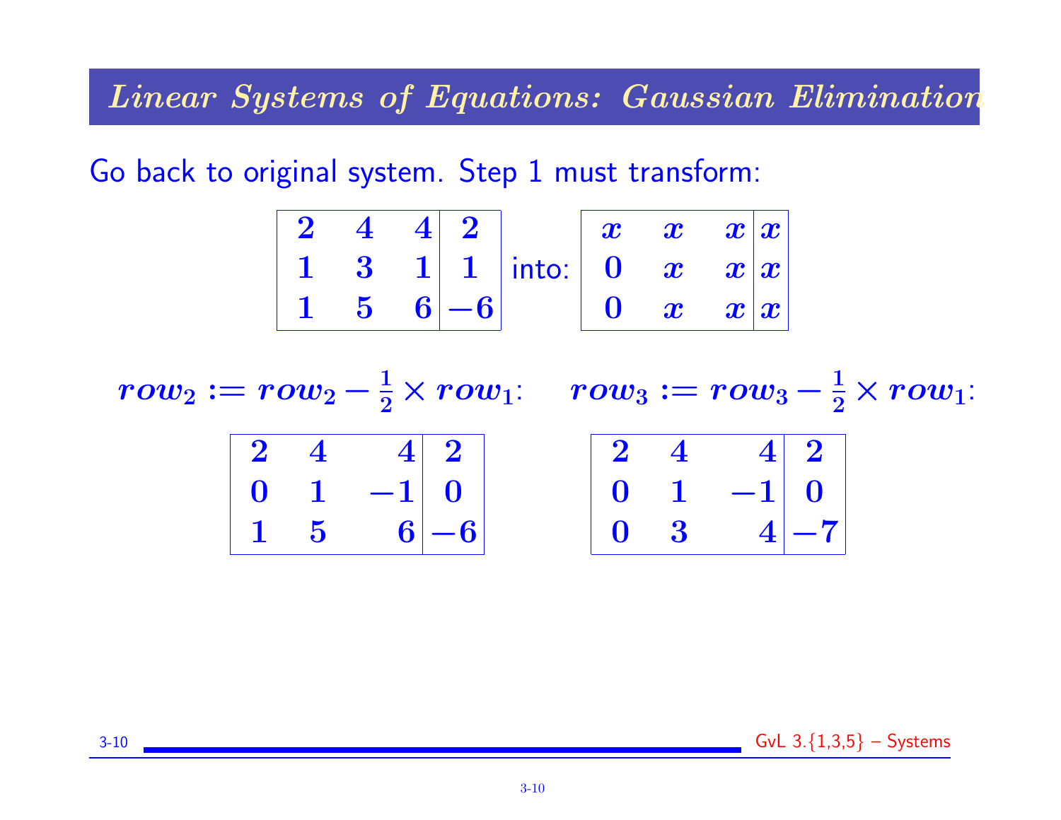## *Linear Systems of Equations: Gaussian Elimination*

Go back to original system. Step 1 must transform:

$$\left[\begin{array}{ccc|c} 2 & 4 & 4 & 2 \\ 1 & 3 & 1 & 1 \\ 1 & 5 & 6 & -6 \end{array}\right] \text{ into: } \left[\begin{array}{ccc|c} x & x & x & x \\ 0 & x & x & x \\ 0 & x & x & x \end{array}\right]$$

$row_2 := row_2 - \frac{1}{2} \times row_1$:

$$\left[\begin{array}{ccc|c} 2 & 4 & 4 & 2 \\ 0 & 1 & -1 & 0 \\ 1 & 5 & 6 & -6 \end{array}\right]$$

$row_3 := row_3 - \frac{1}{2} \times row_1$:

$$\left[\begin{array}{ccc|c} 2 & 4 & 4 & 2 \\ 0 & 1 & -1 & 0 \\ 0 & 3 & 4 & -7 \end{array}\right]$$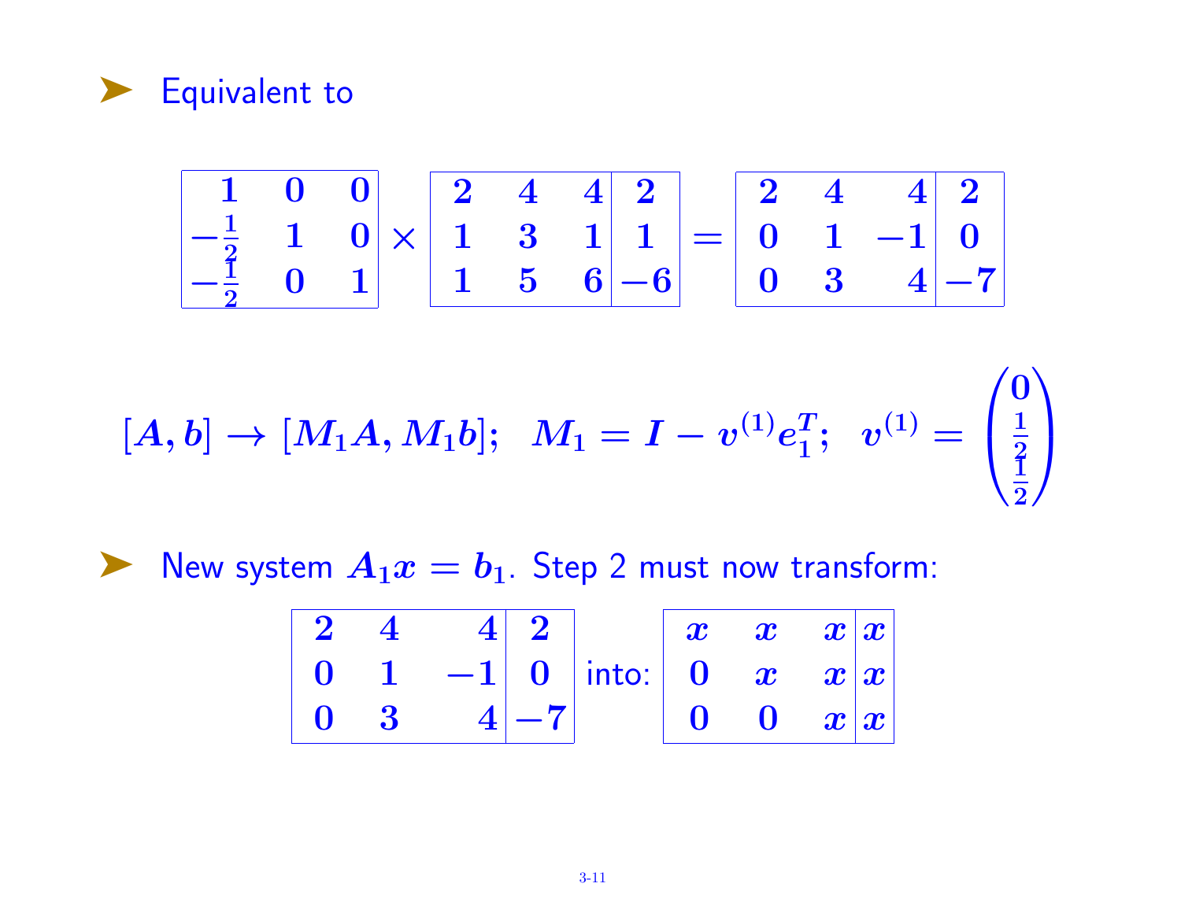- Equivalent to

$$
\left[\begin{array}{ccc} 1 & 0 & 0 \\ -\frac{1}{2} & 1 & 0 \\ -\frac{1}{2} & 0 & 1 \end{array}\right] \times \left[\begin{array}{ccc|c} 2 & 4 & 4 & 2 \\ 1 & 3 & 1 & 1 \\ 1 & 5 & 6 & -6 \end{array}\right] = \left[\begin{array}{ccc|c} 2 & 4 & 4 & 2 \\ 0 & 1 & -1 & 0 \\ 0 & 3 & 4 & -7 \end{array}\right]
$$

$$
[A, b] \to [M_1 A, M_1 b]; \quad M_1 = I - v^{(1)} e_1^T; \quad v^{(1)} = \begin{pmatrix} 0 \\ \frac{1}{2} \\ \frac{1}{2} \end{pmatrix}
$$

- New system $A_1 x = b_1$. Step 2 must now transform:

$$
\left[\begin{array}{ccc|c} 2 & 4 & 4 & 2 \\ 0 & 1 & -1 & 0 \\ 0 & 3 & 4 & -7 \end{array}\right] \text{ into: } \left[\begin{array}{ccc|c} x & x & x & x \\ 0 & x & x & x \\ 0 & 0 & x & x \end{array}\right]
$$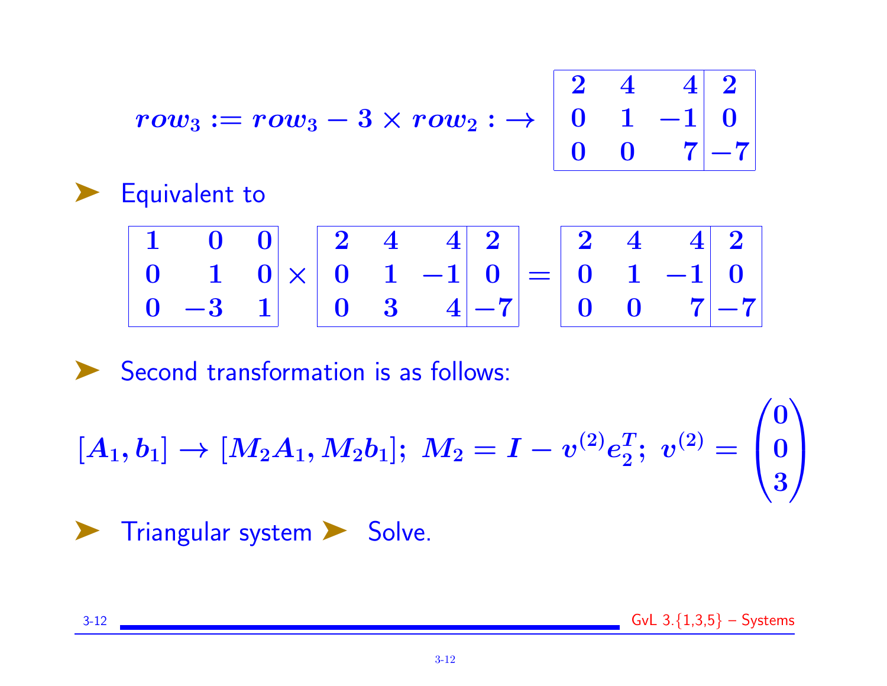$$row_3 := row_3 - 3 \times row_2 : \rightarrow \left[\begin{array}{ccc|c} 2 & 4 & 4 & 2 \\ 0 & 1 & -1 & 0 \\ 0 & 0 & 7 & -7 \end{array}\right]$$

- Equivalent to

$$\begin{bmatrix} 1 & 0 & 0 \\ 0 & 1 & 0 \\ 0 & -3 & 1 \end{bmatrix} \times \left[\begin{array}{ccc|c} 2 & 4 & 4 & 2 \\ 0 & 1 & -1 & 0 \\ 0 & 3 & 4 & -7 \end{array}\right] = \left[\begin{array}{ccc|c} 2 & 4 & 4 & 2 \\ 0 & 1 & -1 & 0 \\ 0 & 0 & 7 & -7 \end{array}\right]$$

- Second transformation is as follows:

$$[A_1, b_1] \rightarrow [M_2 A_1, M_2 b_1]; \; M_2 = I - v^{(2)} e_2^T; \; v^{(2)} = \begin{pmatrix} 0 \\ 0 \\ 3 \end{pmatrix}$$

- Triangular system ➤ Solve.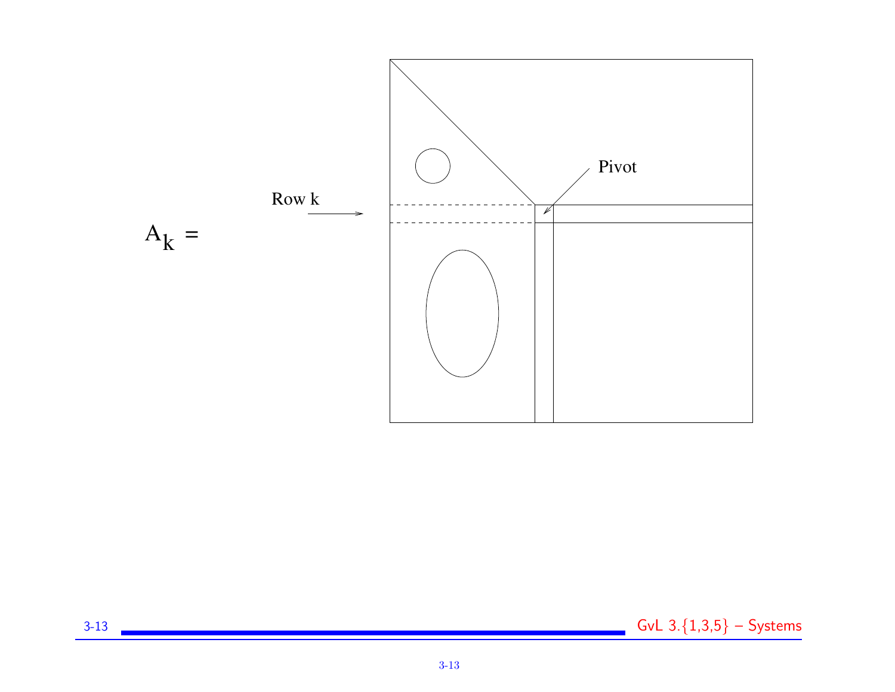$A_k =$

Row k

Pivot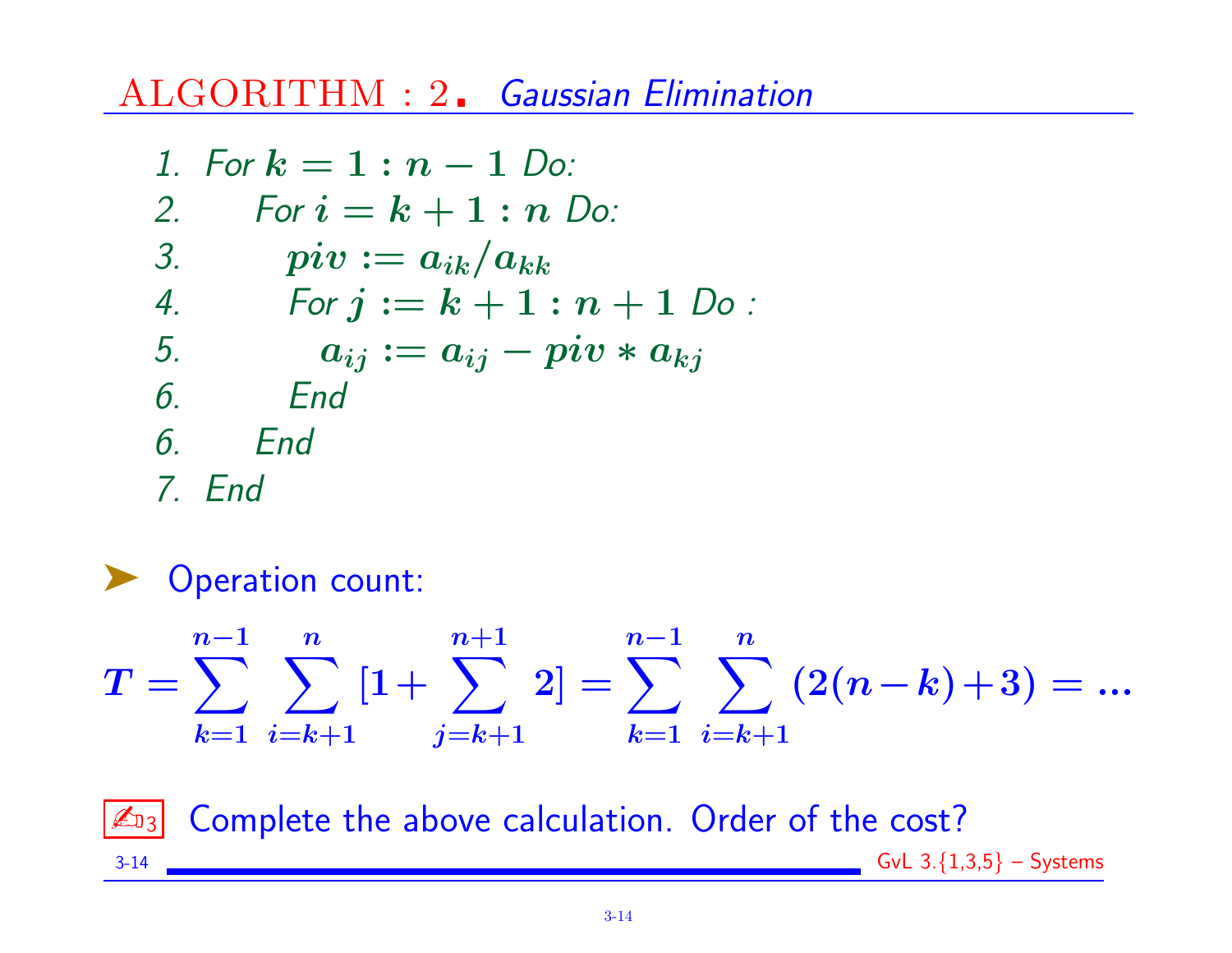## ALGORITHM : 2. *Gaussian Elimination*

1. *For* $k = 1 : n - 1$ *Do:*
2. *For* $i = k + 1 : n$ *Do:*
3. $piv := a_{ik}/a_{kk}$
4. *For* $j := k + 1 : n + 1$ *Do :*
5. $a_{ij} := a_{ij} - piv * a_{kj}$
6. *End*
6. *End*
7. *End*

➤ Operation count:

$$T = \sum_{k=1}^{n-1} \sum_{i=k+1}^{n} [1 + \sum_{j=k+1}^{n+1} 2] = \sum_{k=1}^{n-1} \sum_{i=k+1}^{n} (2(n-k)+3) = ...$$

✍₃ Complete the above calculation. Order of the cost?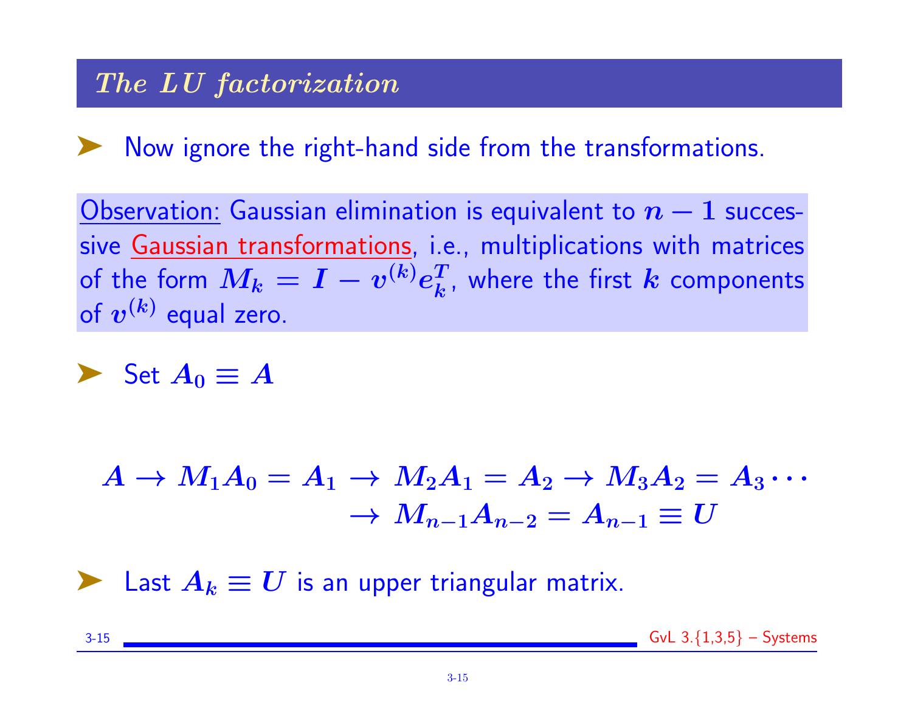## *The LU factorization*

- Now ignore the right-hand side from the transformations.

<u>Observation:</u> Gaussian elimination is equivalent to $n-1$ successive <u>Gaussian transformations</u>, i.e., multiplications with matrices of the form $M_k = I - v^{(k)} e_k^T$, where the first $k$ components of $v^{(k)}$ equal zero.

- Set $A_0 \equiv A$

$$
\begin{aligned}
A \to M_1 A_0 = A_1 \to M_2 A_1 = A_2 \to M_3 A_2 = A_3 \cdots \\
\to M_{n-1} A_{n-2} = A_{n-1} \equiv U
\end{aligned}
$$

- Last $A_k \equiv U$ is an upper triangular matrix.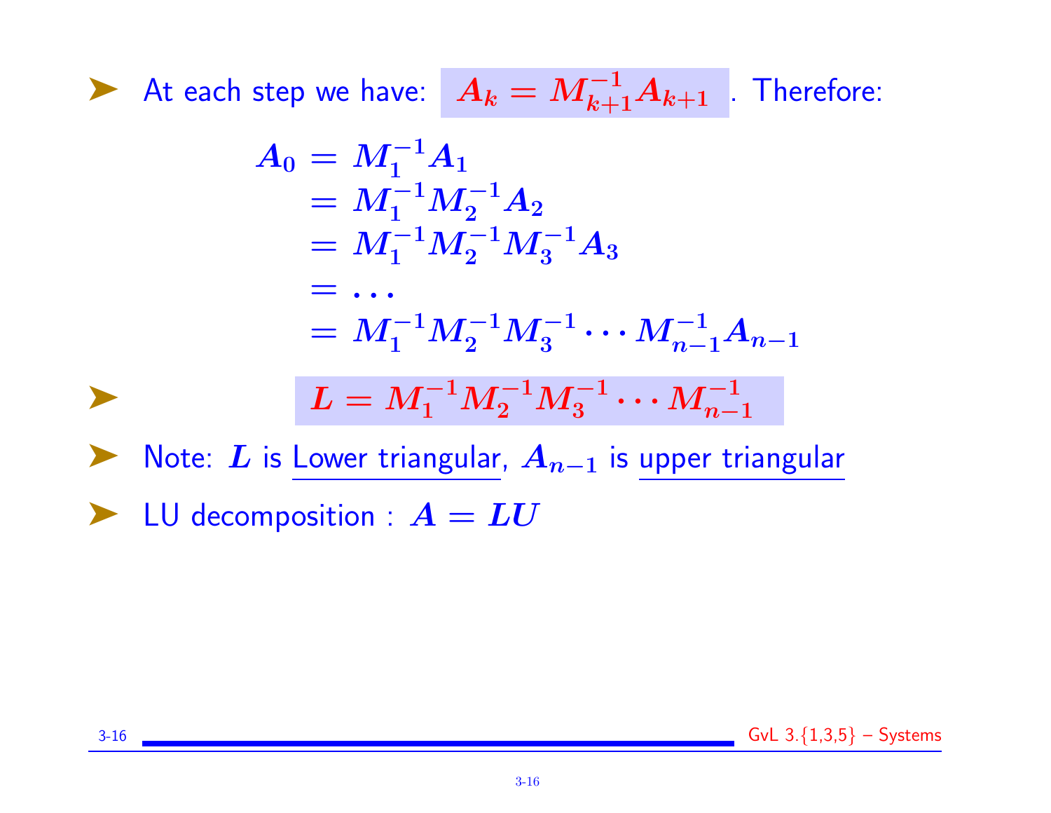- At each step we have: $A_k = M_{k+1}^{-1} A_{k+1}$ . Therefore:

$$
\begin{aligned}
A_0 &= M_1^{-1} A_1 \\
&= M_1^{-1} M_2^{-1} A_2 \\
&= M_1^{-1} M_2^{-1} M_3^{-1} A_3 \\
&= \ldots \\
&= M_1^{-1} M_2^{-1} M_3^{-1} \cdots M_{n-1}^{-1} A_{n-1}
\end{aligned}
$$

- $$L = M_1^{-1} M_2^{-1} M_3^{-1} \cdots M_{n-1}^{-1}$$

- Note: $L$ is Lower triangular, $A_{n-1}$ is upper triangular

- LU decomposition : $A = LU$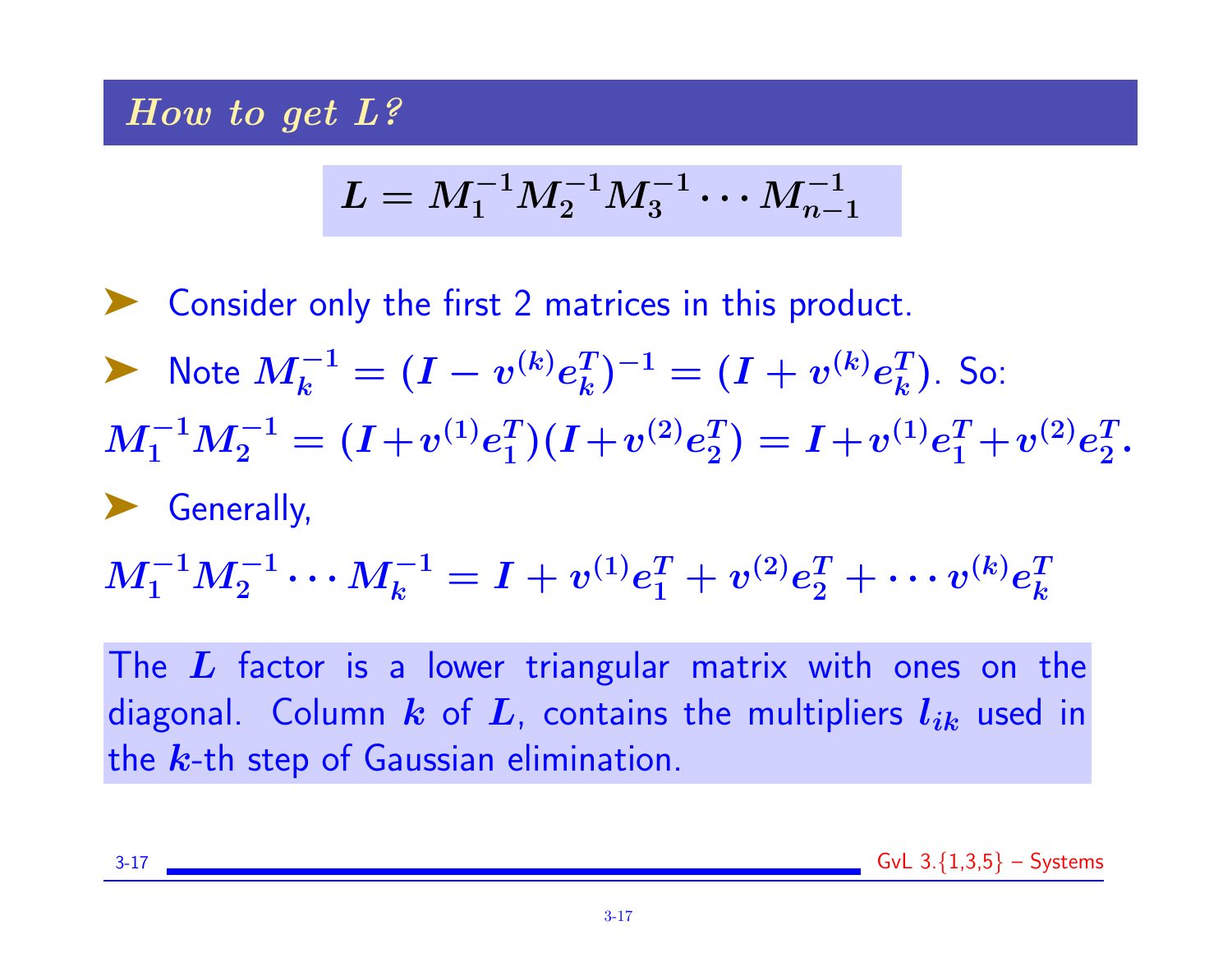## *How to get L?*

$$L = M_1^{-1} M_2^{-1} M_3^{-1} \cdots M_{n-1}^{-1}$$

- Consider only the first 2 matrices in this product.
- Note $M_k^{-1} = (I - v^{(k)} e_k^T)^{-1} = (I + v^{(k)} e_k^T)$. So:

$$M_1^{-1} M_2^{-1} = (I + v^{(1)} e_1^T)(I + v^{(2)} e_2^T) = I + v^{(1)} e_1^T + v^{(2)} e_2^T.$$

- Generally,

$$M_1^{-1} M_2^{-1} \cdots M_k^{-1} = I + v^{(1)} e_1^T + v^{(2)} e_2^T + \cdots v^{(k)} e_k^T$$

The $L$ factor is a lower triangular matrix with ones on the diagonal. Column $k$ of $L$, contains the multipliers $l_{ik}$ used in the $k$-th step of Gaussian elimination.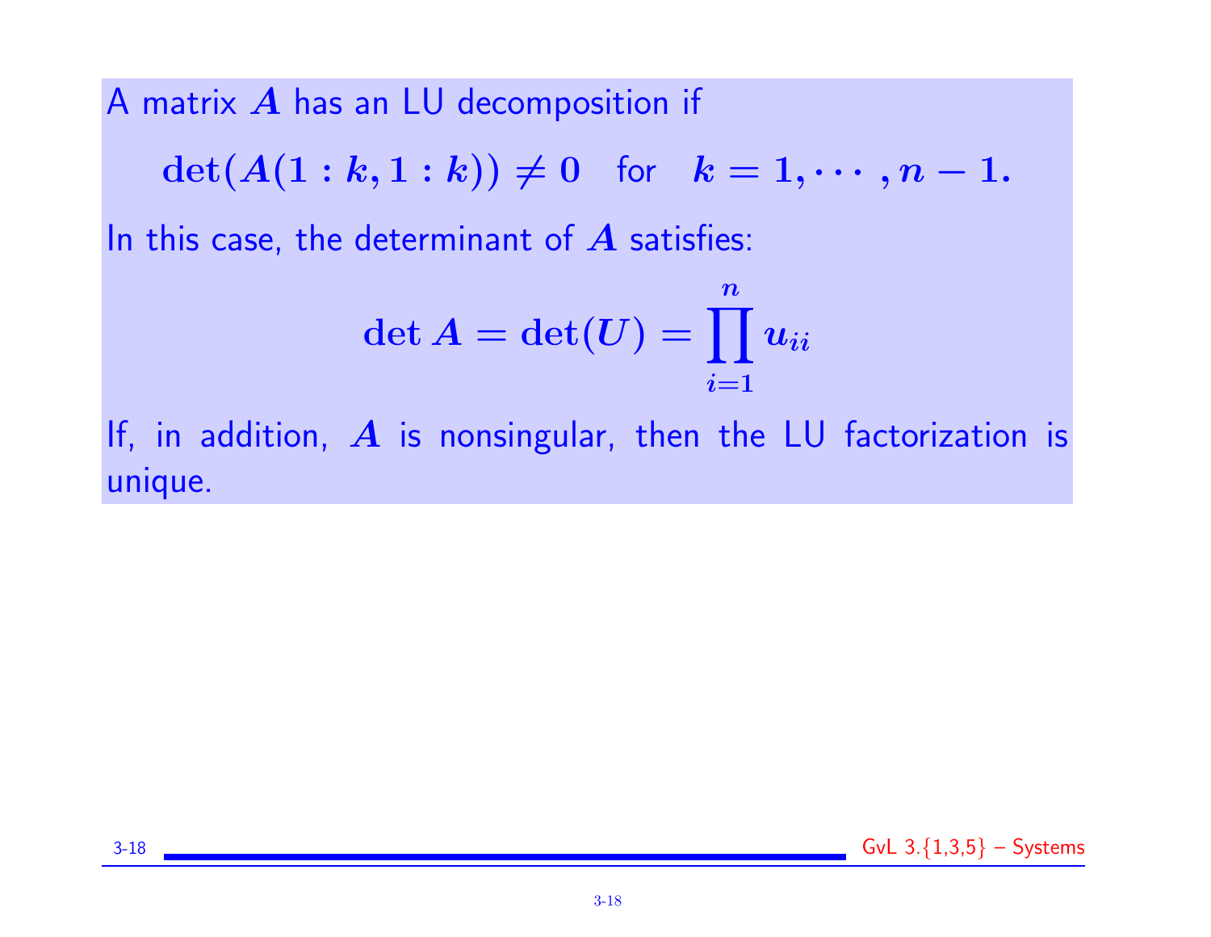A matrix $A$ has an LU decomposition if

$$\det(A(1:k,1:k)) \neq 0 \quad \text{for} \quad k = 1, \cdots, n-1.$$

In this case, the determinant of $A$ satisfies:

$$\det A = \det(U) = \prod_{i=1}^{n} u_{ii}$$

If, in addition, $A$ is nonsingular, then the LU factorization is unique.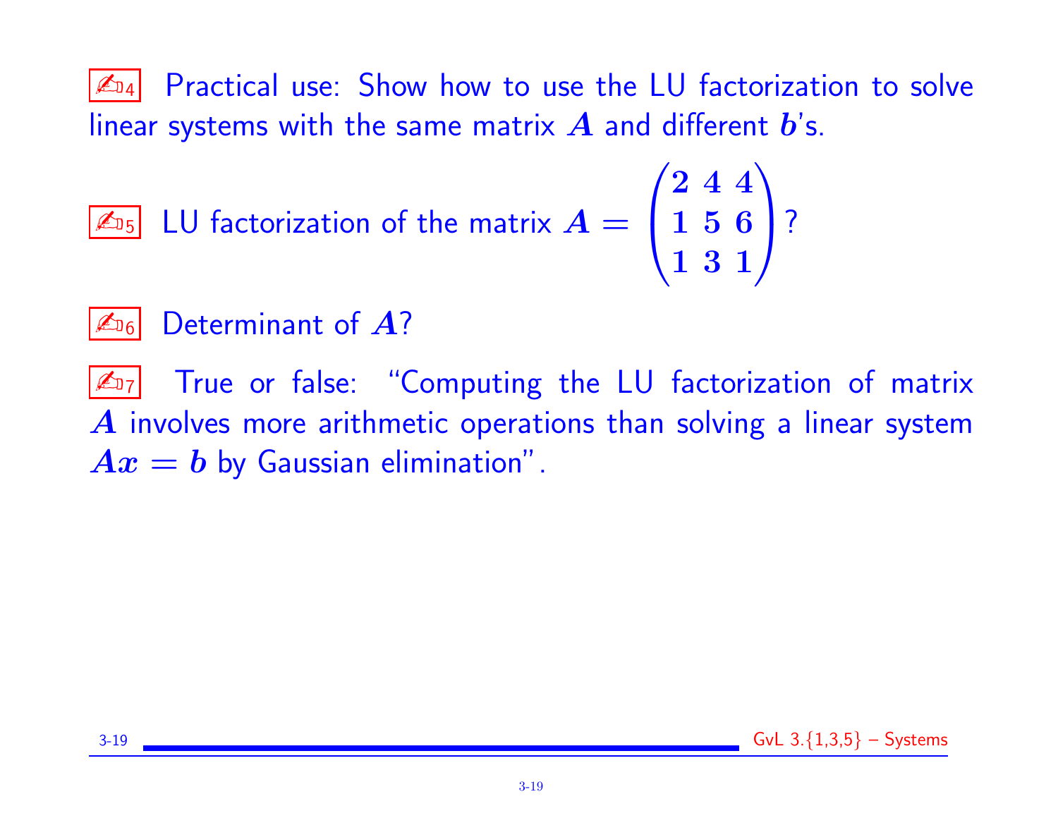✍4 Practical use: Show how to use the LU factorization to solve linear systems with the same matrix $A$ and different $b$'s.

✍5 LU factorization of the matrix $A = \begin{pmatrix} 2 & 4 & 4 \\ 1 & 5 & 6 \\ 1 & 3 & 1 \end{pmatrix}$?

✍6 Determinant of $A$?

✍7 True or false: "Computing the LU factorization of matrix $A$ involves more arithmetic operations than solving a linear system $Ax = b$ by Gaussian elimination".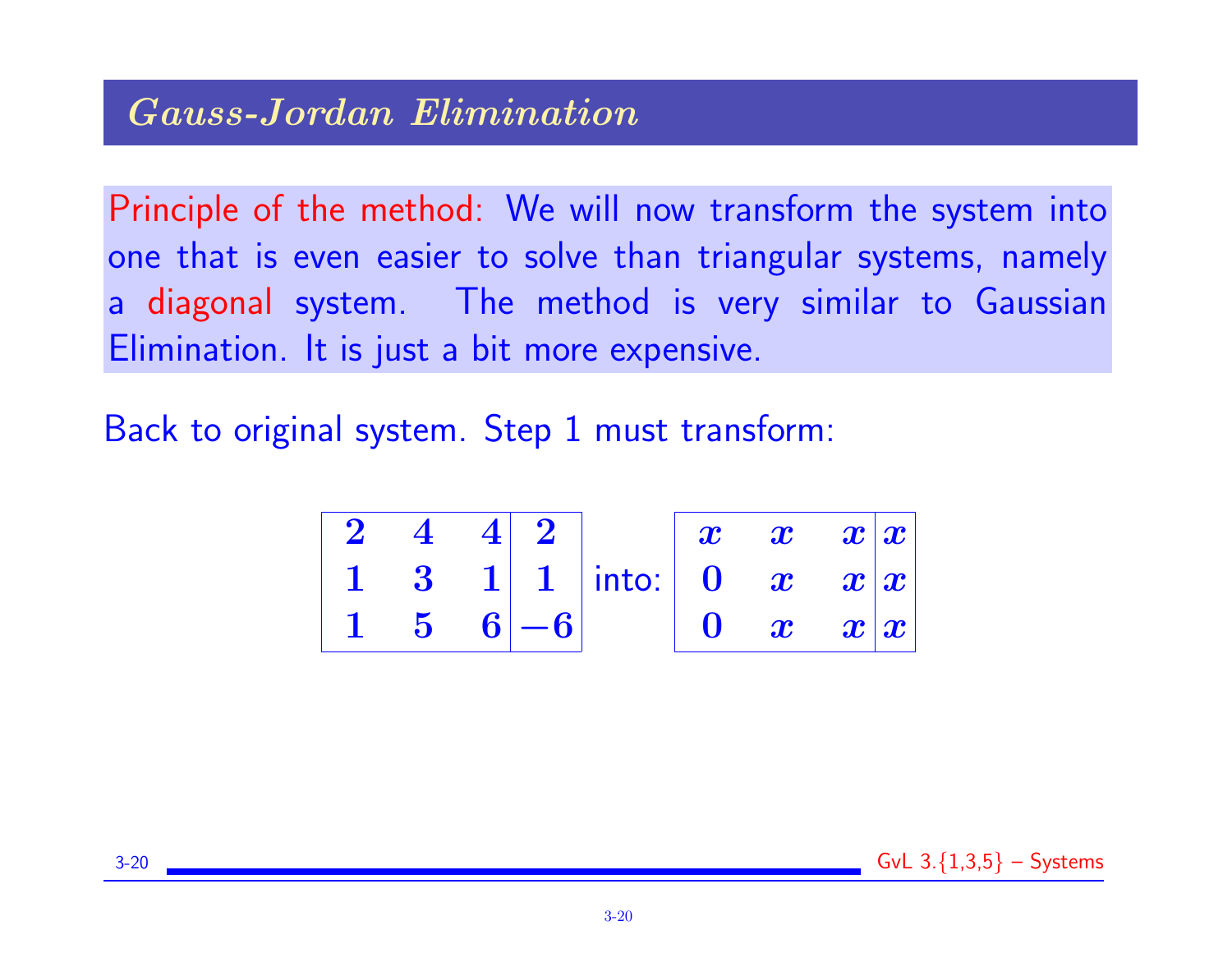# *Gauss-Jordan Elimination*

Principle of the method: We will now transform the system into one that is even easier to solve than triangular systems, namely a diagonal system. The method is very similar to Gaussian Elimination. It is just a bit more expensive.

Back to original system. Step 1 must transform:

$$\left[\begin{array}{ccc|c} 2 & 4 & 4 & 2 \\ 1 & 3 & 1 & 1 \\ 1 & 5 & 6 & -6 \end{array}\right] \quad \text{into:} \quad \left[\begin{array}{ccc|c} x & x & x & x \\ 0 & x & x & x \\ 0 & x & x & x \end{array}\right]$$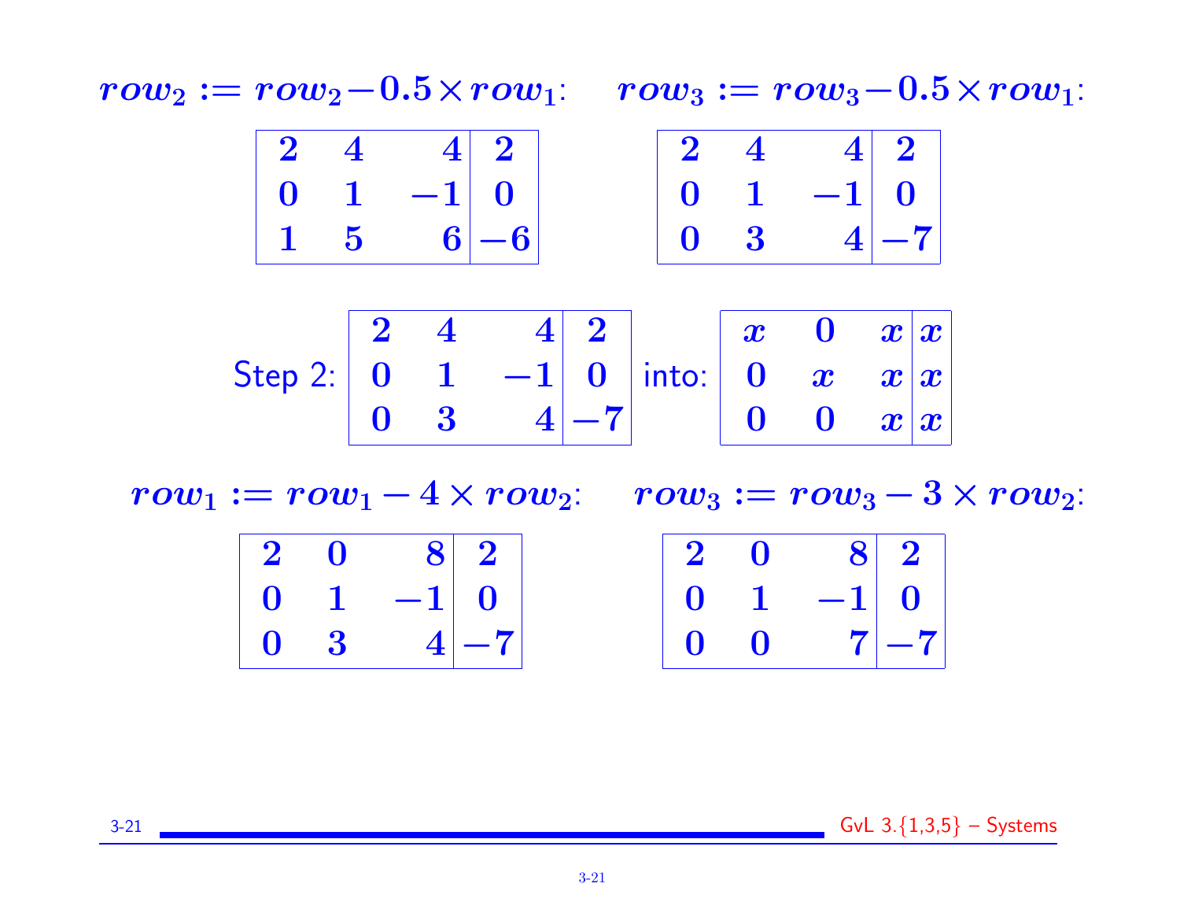$row_2 := row_2 - 0.5 \times row_1$:

$$\left[\begin{array}{ccc|c} 2 & 4 & 4 & 2 \\ 0 & 1 & -1 & 0 \\ 1 & 5 & 6 & -6 \end{array}\right]$$

$row_3 := row_3 - 0.5 \times row_1$:

$$\left[\begin{array}{ccc|c} 2 & 4 & 4 & 2 \\ 0 & 1 & -1 & 0 \\ 0 & 3 & 4 & -7 \end{array}\right]$$

Step 2: $\left[\begin{array}{ccc|c} 2 & 4 & 4 & 2 \\ 0 & 1 & -1 & 0 \\ 0 & 3 & 4 & -7 \end{array}\right]$ into: $\left[\begin{array}{ccc|c} x & 0 & x & x \\ 0 & x & x & x \\ 0 & 0 & x & x \end{array}\right]$

$row_1 := row_1 - 4 \times row_2$:

$$\left[\begin{array}{ccc|c} 2 & 0 & 8 & 2 \\ 0 & 1 & -1 & 0 \\ 0 & 3 & 4 & -7 \end{array}\right]$$

$row_3 := row_3 - 3 \times row_2$:

$$\left[\begin{array}{ccc|c} 2 & 0 & 8 & 2 \\ 0 & 1 & -1 & 0 \\ 0 & 0 & 7 & -7 \end{array}\right]$$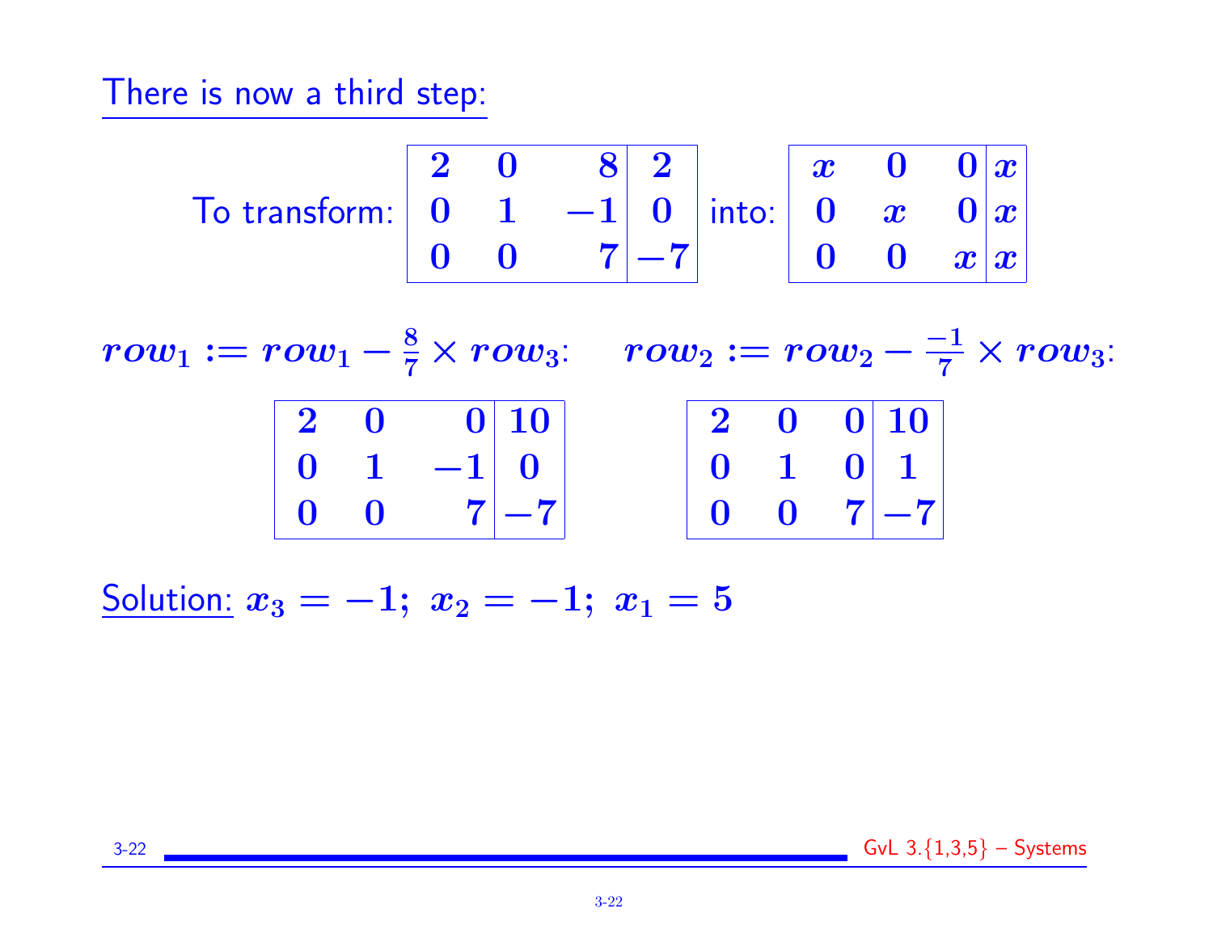There is now a third step:

To transform:
$$\left[\begin{array}{ccc|c} 2 & 0 & 8 & 2 \\ 0 & 1 & -1 & 0 \\ 0 & 0 & 7 & -7 \end{array}\right]$$
into:
$$\left[\begin{array}{ccc|c} x & 0 & 0 & x \\ 0 & x & 0 & x \\ 0 & 0 & x & x \end{array}\right]$$

$row_1 := row_1 - \frac{8}{7} \times row_3$:

$$\left[\begin{array}{ccc|c} 2 & 0 & 0 & 10 \\ 0 & 1 & -1 & 0 \\ 0 & 0 & 7 & -7 \end{array}\right]$$

$row_2 := row_2 - \frac{-1}{7} \times row_3$:

$$\left[\begin{array}{ccc|c} 2 & 0 & 0 & 10 \\ 0 & 1 & 0 & 1 \\ 0 & 0 & 7 & -7 \end{array}\right]$$

Solution: $x_3 = -1;\ x_2 = -1;\ x_1 = 5$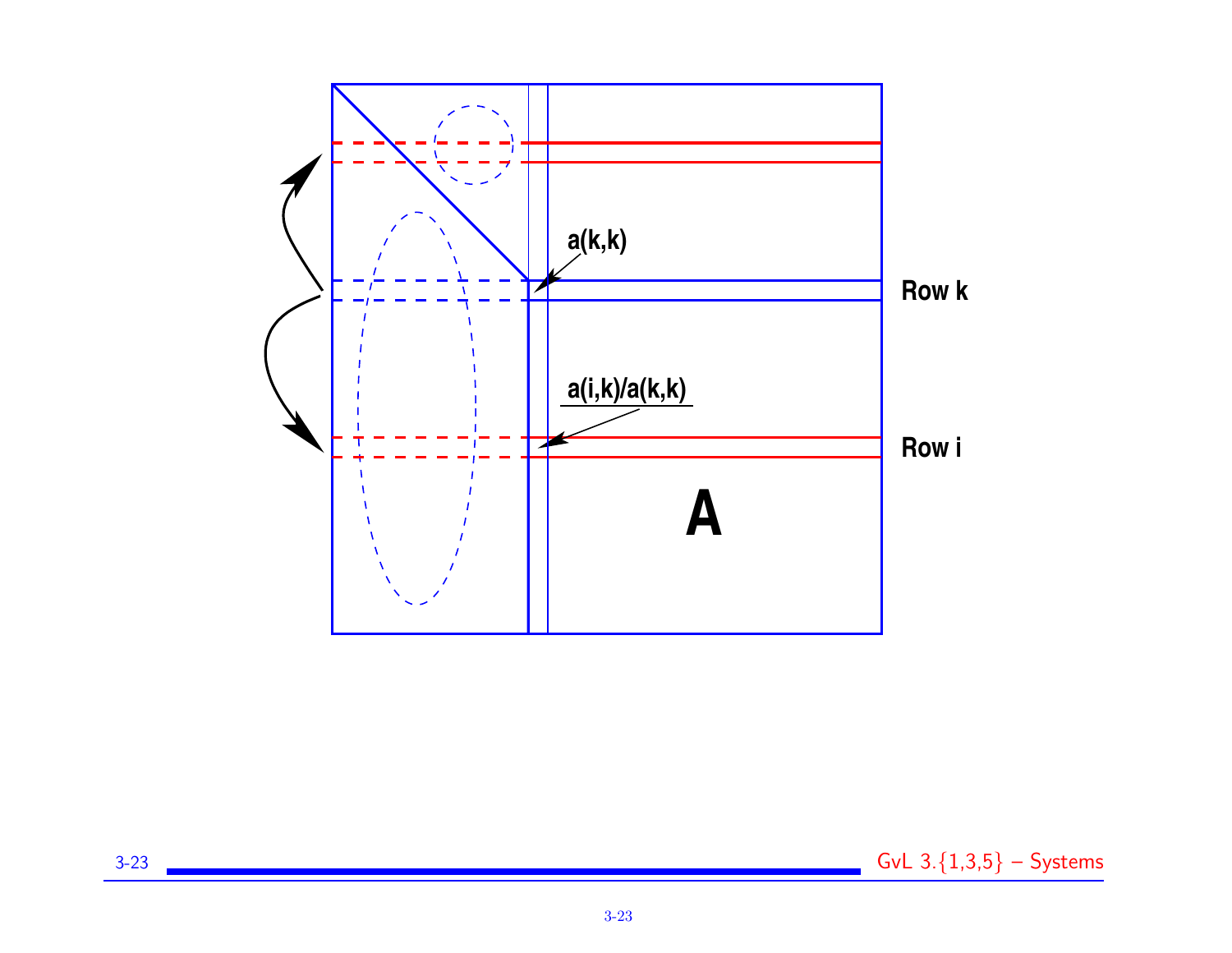a(k,k)

Row k

a(i,k)/a(k,k)

Row i

A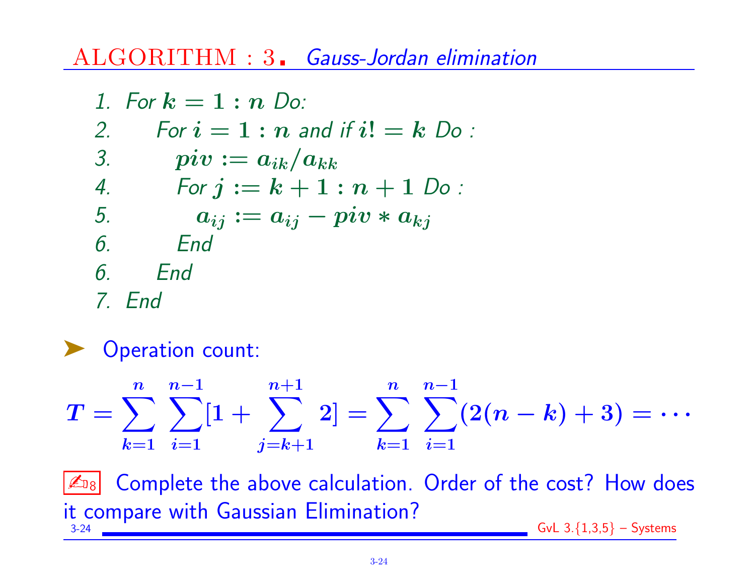## ALGORITHM : 3. *Gauss-Jordan elimination*

1. *For* $k = 1 : n$ *Do:*
2. *For* $i = 1 : n$ *and if* $i! = k$ *Do :*
3. $piv := a_{ik}/a_{kk}$
4. *For* $j := k + 1 : n + 1$ *Do :*
5. $a_{ij} := a_{ij} - piv * a_{kj}$
6. *End*
6. *End*
7. *End*

➤ Operation count:

$$T = \sum_{k=1}^{n} \sum_{i=1}^{n-1} [1 + \sum_{j=k+1}^{n+1} 2] = \sum_{k=1}^{n} \sum_{i=1}^{n-1} (2(n-k) + 3) = \cdots$$

✍8 Complete the above calculation. Order of the cost? How does it compare with Gaussian Elimination?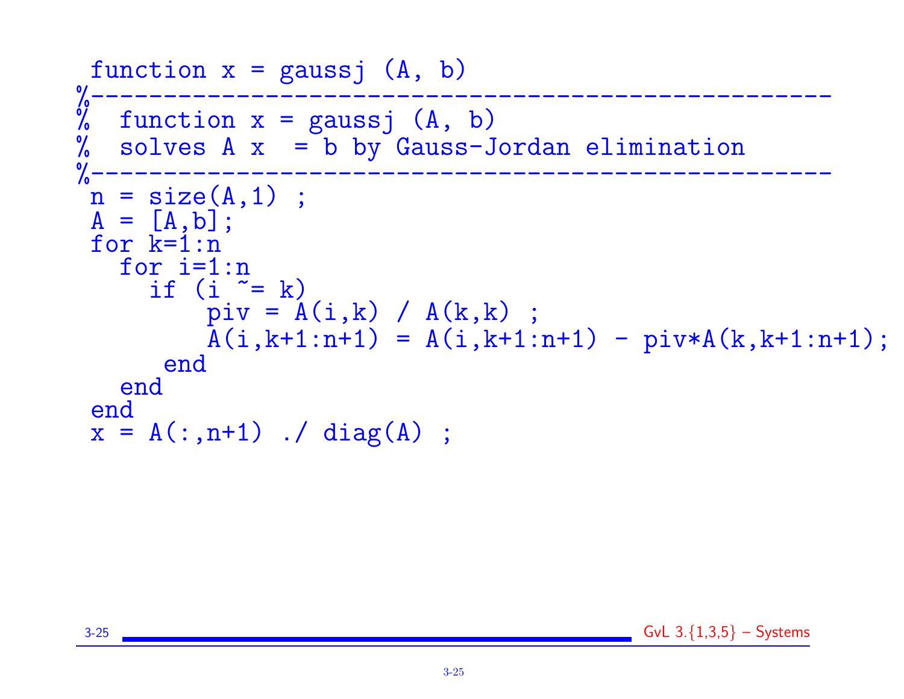```
function x = gaussj (A, b)
%---------------------------------------------------
%  function x = gaussj (A, b)
%  solves A x  = b by Gauss-Jordan elimination
%---------------------------------------------------
n = size(A,1) ;
A = [A,b];
for k=1:n
  for i=1:n
    if (i ~= k)
        piv = A(i,k) / A(k,k) ;
        A(i,k+1:n+1) = A(i,k+1:n+1) - piv*A(k,k+1:n+1);
     end
  end
end
x = A(:,n+1) ./ diag(A) ;
```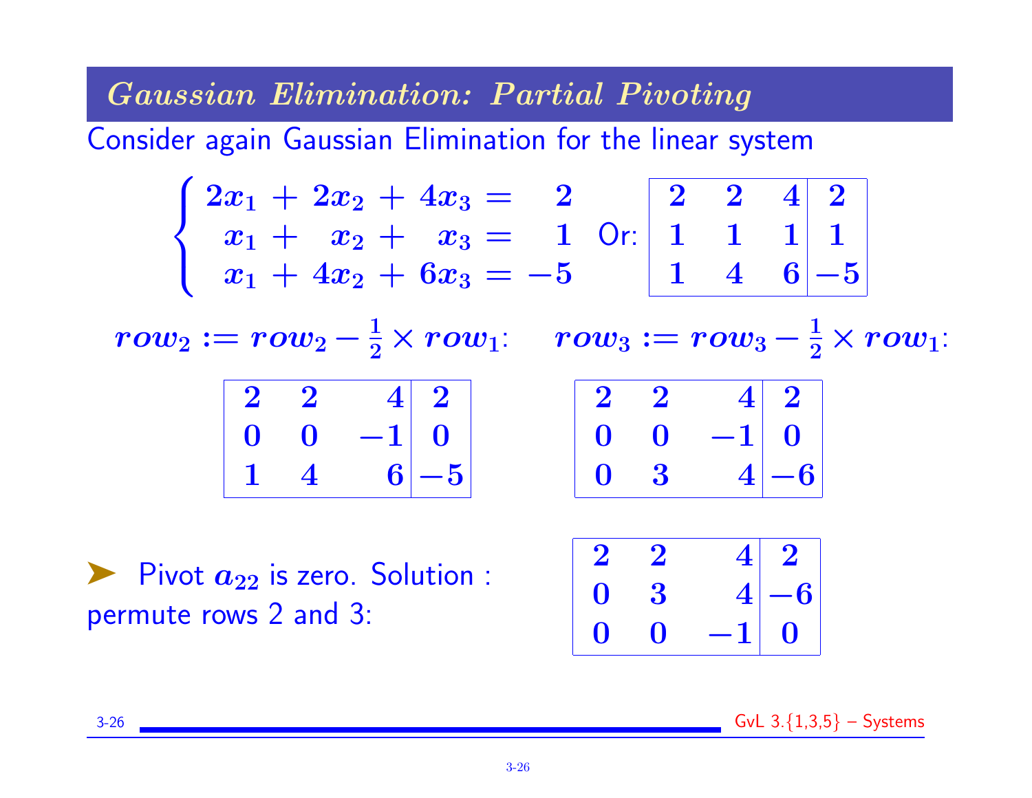## Gaussian Elimination: Partial Pivoting

Consider again Gaussian Elimination for the linear system

$$\begin{cases} 2x_1 + 2x_2 + 4x_3 = 2 \\ x_1 + x_2 + x_3 = 1 \\ x_1 + 4x_2 + 6x_3 = -5 \end{cases} \quad \text{Or:} \quad \left[\begin{array}{ccc|c} 2 & 2 & 4 & 2 \\ 1 & 1 & 1 & 1 \\ 1 & 4 & 6 & -5 \end{array}\right]$$

$row_2 := row_2 - \frac{1}{2} \times row_1$:

$$\left[\begin{array}{ccc|c} 2 & 2 & 4 & 2 \\ 0 & 0 & -1 & 0 \\ 1 & 4 & 6 & -5 \end{array}\right]$$

$row_3 := row_3 - \frac{1}{2} \times row_1$:

$$\left[\begin{array}{ccc|c} 2 & 2 & 4 & 2 \\ 0 & 0 & -1 & 0 \\ 0 & 3 & 4 & -6 \end{array}\right]$$

- Pivot $a_{22}$ is zero. Solution : permute rows 2 and 3:

$$\left[\begin{array}{ccc|c} 2 & 2 & 4 & 2 \\ 0 & 3 & 4 & -6 \\ 0 & 0 & -1 & 0 \end{array}\right]$$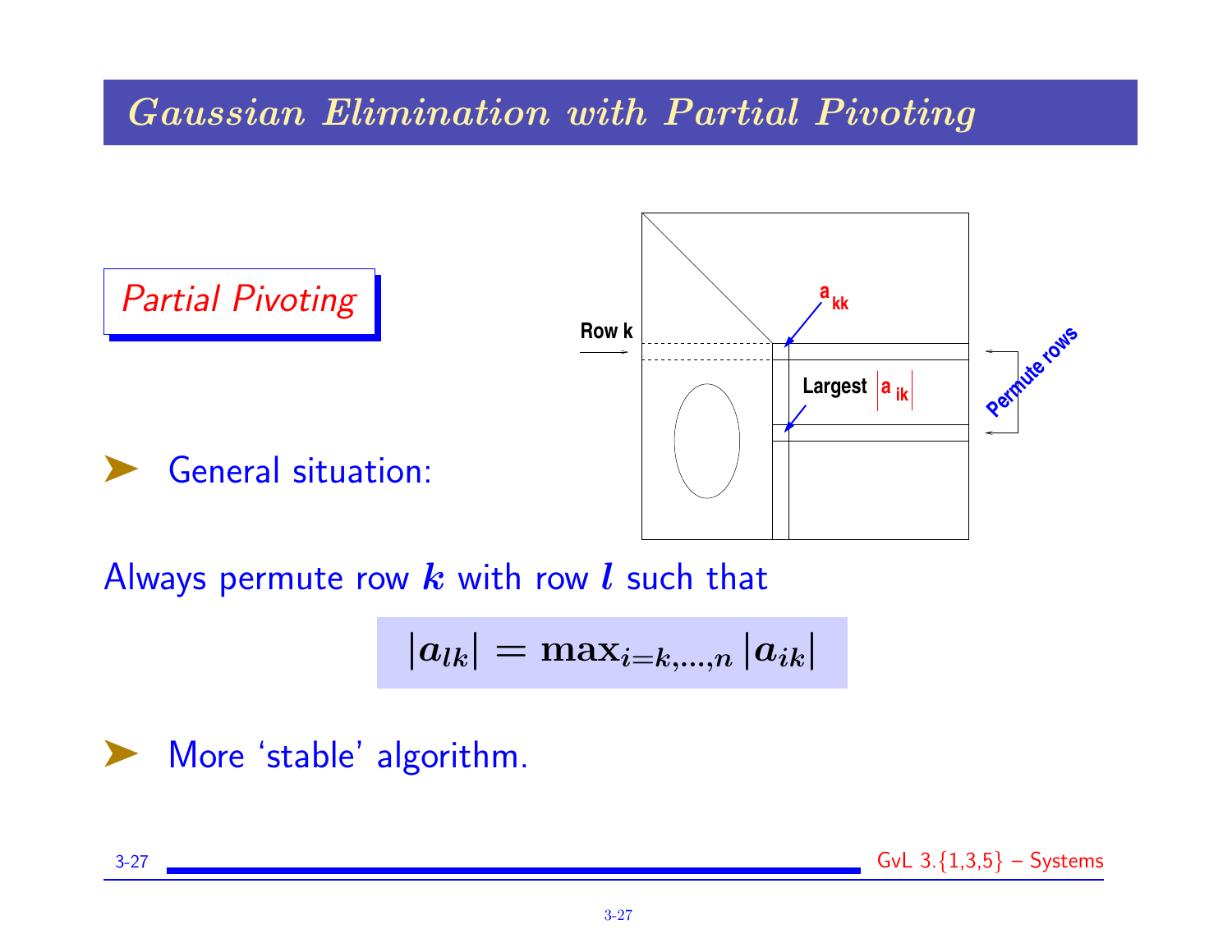# Gaussian Elimination with Partial Pivoting

*Partial Pivoting*

➤ General situation:

Row k

$a_{kk}$

Largest $|a_{ik}|$

Permute rows

Always permute row $k$ with row $l$ such that

$$|a_{lk}| = \max_{i=k,\ldots,n} |a_{ik}|$$

➤ More 'stable' algorithm.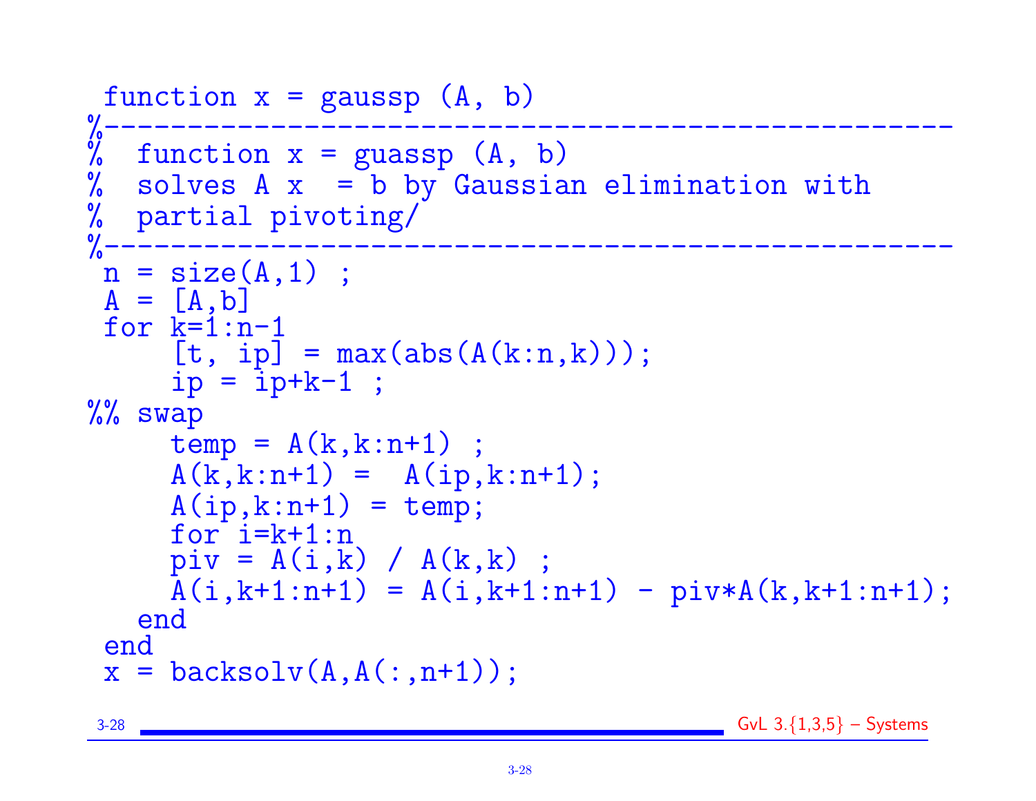```
 function x = gaussp (A, b)
%-----------------------------------------------------
%  function x = guassp (A, b)
%  solves A x  = b by Gaussian elimination with
%  partial pivoting/
%-----------------------------------------------------
 n = size(A,1) ;
 A = [A,b]
 for k=1:n-1
     [t, ip] = max(abs(A(k:n,k)));
     ip = ip+k-1 ;
%% swap
     temp = A(k,k:n+1) ;
     A(k,k:n+1) =  A(ip,k:n+1);
     A(ip,k:n+1) = temp;
     for i=k+1:n
     piv = A(i,k) / A(k,k) ;
     A(i,k+1:n+1) = A(i,k+1:n+1) - piv*A(k,k+1:n+1);
   end
 end
 x = backsolv(A,A(:,n+1));
```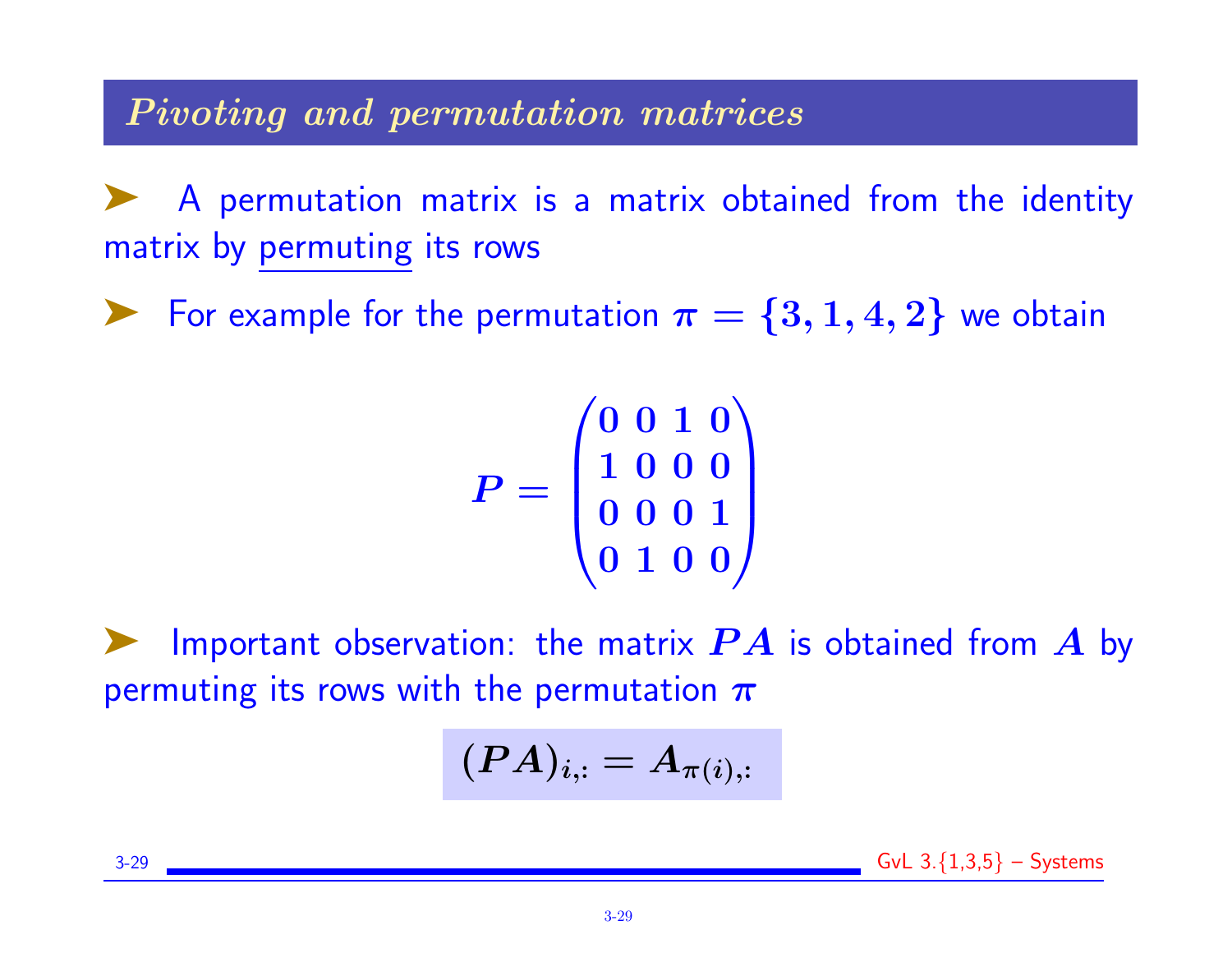## *Pivoting and permutation matrices*

- A permutation matrix is a matrix obtained from the identity matrix by permuting its rows

- For example for the permutation $\pi = \{3, 1, 4, 2\}$ we obtain

$$P = \begin{pmatrix} 0 & 0 & 1 & 0 \\ 1 & 0 & 0 & 0 \\ 0 & 0 & 0 & 1 \\ 0 & 1 & 0 & 0 \end{pmatrix}$$

- Important observation: the matrix $PA$ is obtained from $A$ by permuting its rows with the permutation $\pi$

$$(PA)_{i,:} = A_{\pi(i),:}$$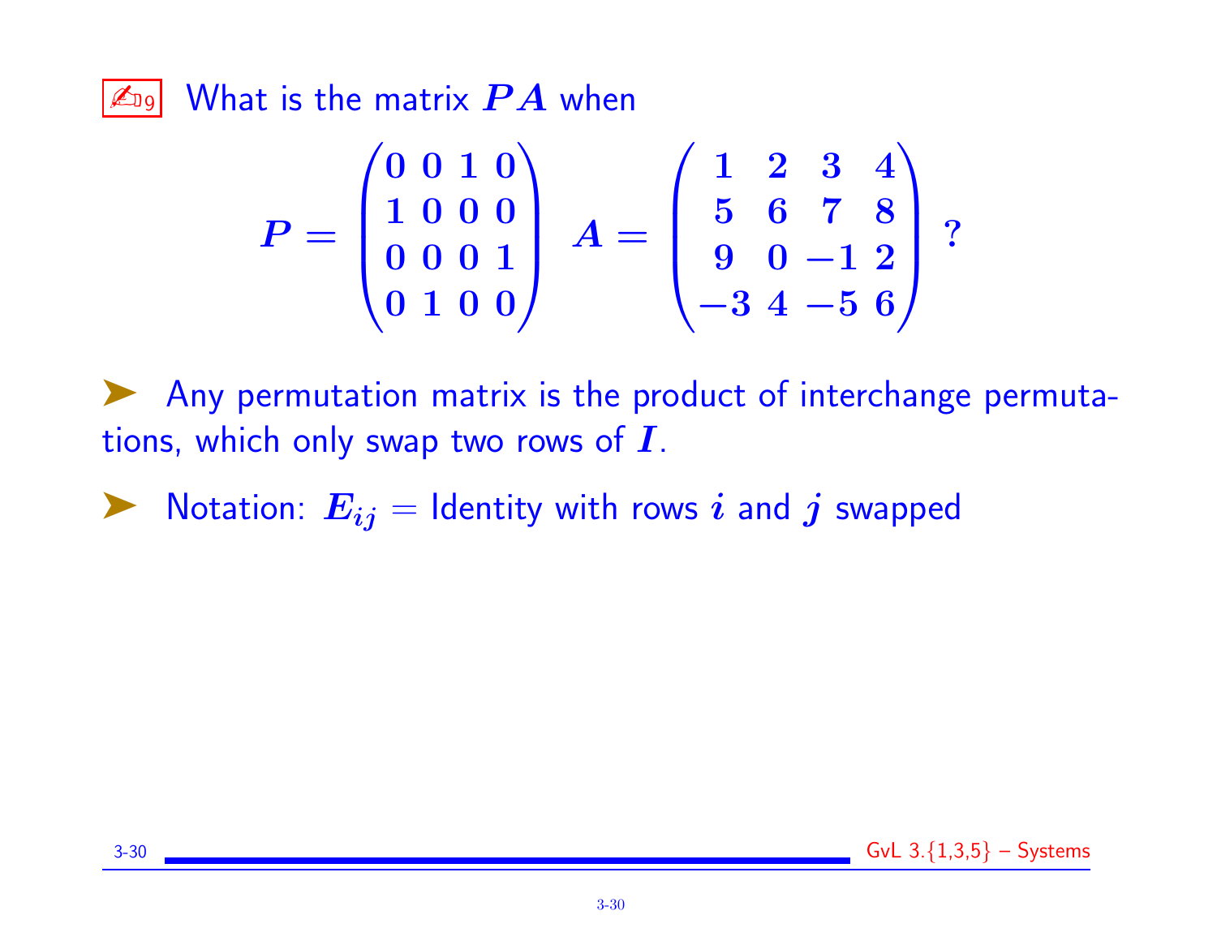✍9 What is the matrix $PA$ when

$$P = \begin{pmatrix} 0 & 0 & 1 & 0 \\ 1 & 0 & 0 & 0 \\ 0 & 0 & 0 & 1 \\ 0 & 1 & 0 & 0 \end{pmatrix} \quad A = \begin{pmatrix} 1 & 2 & 3 & 4 \\ 5 & 6 & 7 & 8 \\ 9 & 0 & -1 & 2 \\ -3 & 4 & -5 & 6 \end{pmatrix} ?$$

- Any permutation matrix is the product of interchange permutations, which only swap two rows of $I$.

- Notation: $E_{ij}$ = Identity with rows $i$ and $j$ swapped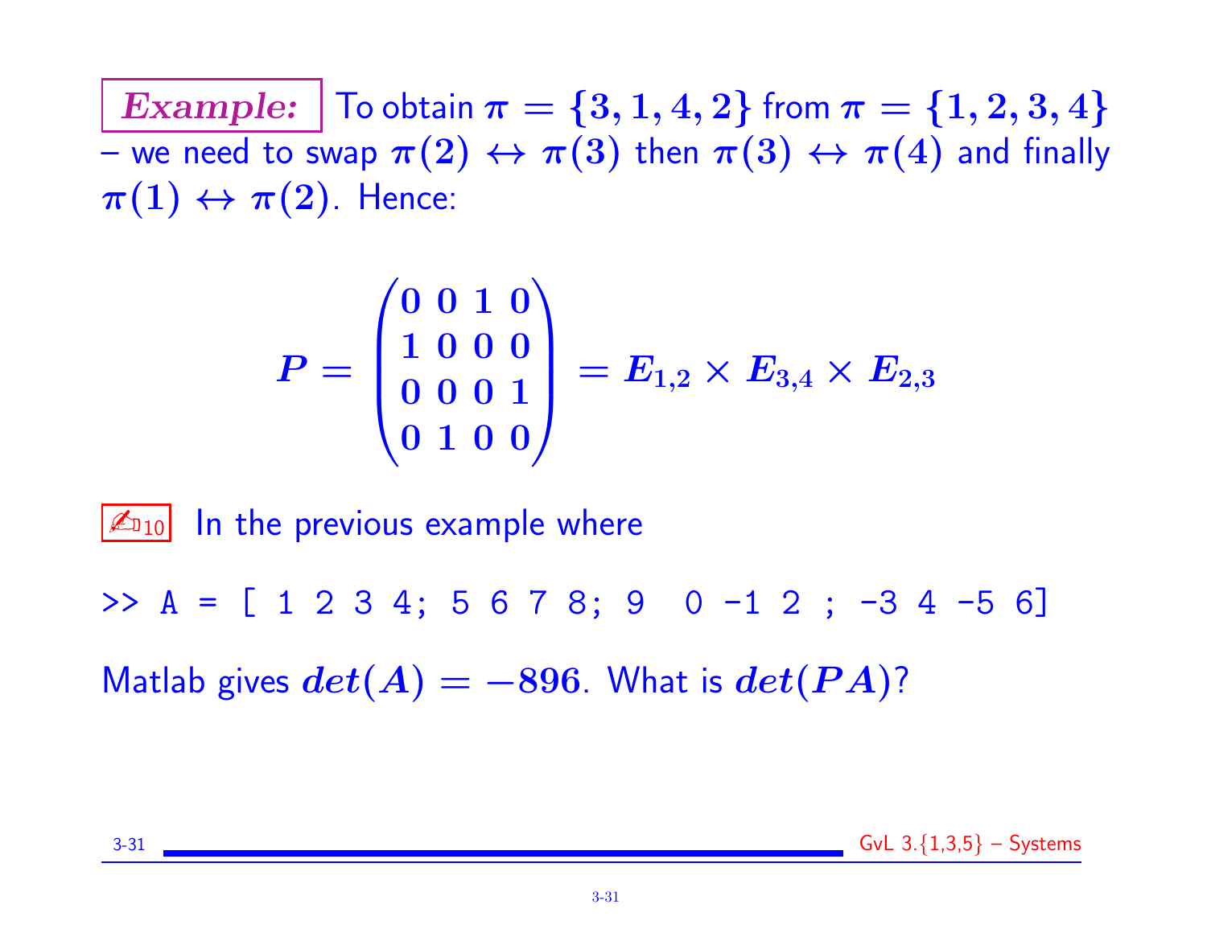**Example:** To obtain $\pi = \{3, 1, 4, 2\}$ from $\pi = \{1, 2, 3, 4\}$ – we need to swap $\pi(2) \leftrightarrow \pi(3)$ then $\pi(3) \leftrightarrow \pi(4)$ and finally $\pi(1) \leftrightarrow \pi(2)$. Hence:

$$P = \begin{pmatrix} 0 & 0 & 1 & 0 \\ 1 & 0 & 0 & 0 \\ 0 & 0 & 0 & 1 \\ 0 & 1 & 0 & 0 \end{pmatrix} = E_{1,2} \times E_{3,4} \times E_{2,3}$$

✍10 In the previous example where

```
>> A = [ 1 2 3 4; 5 6 7 8; 9  0 -1 2 ; -3 4 -5 6]
```

Matlab gives $det(A) = -896$. What is $det(PA)$?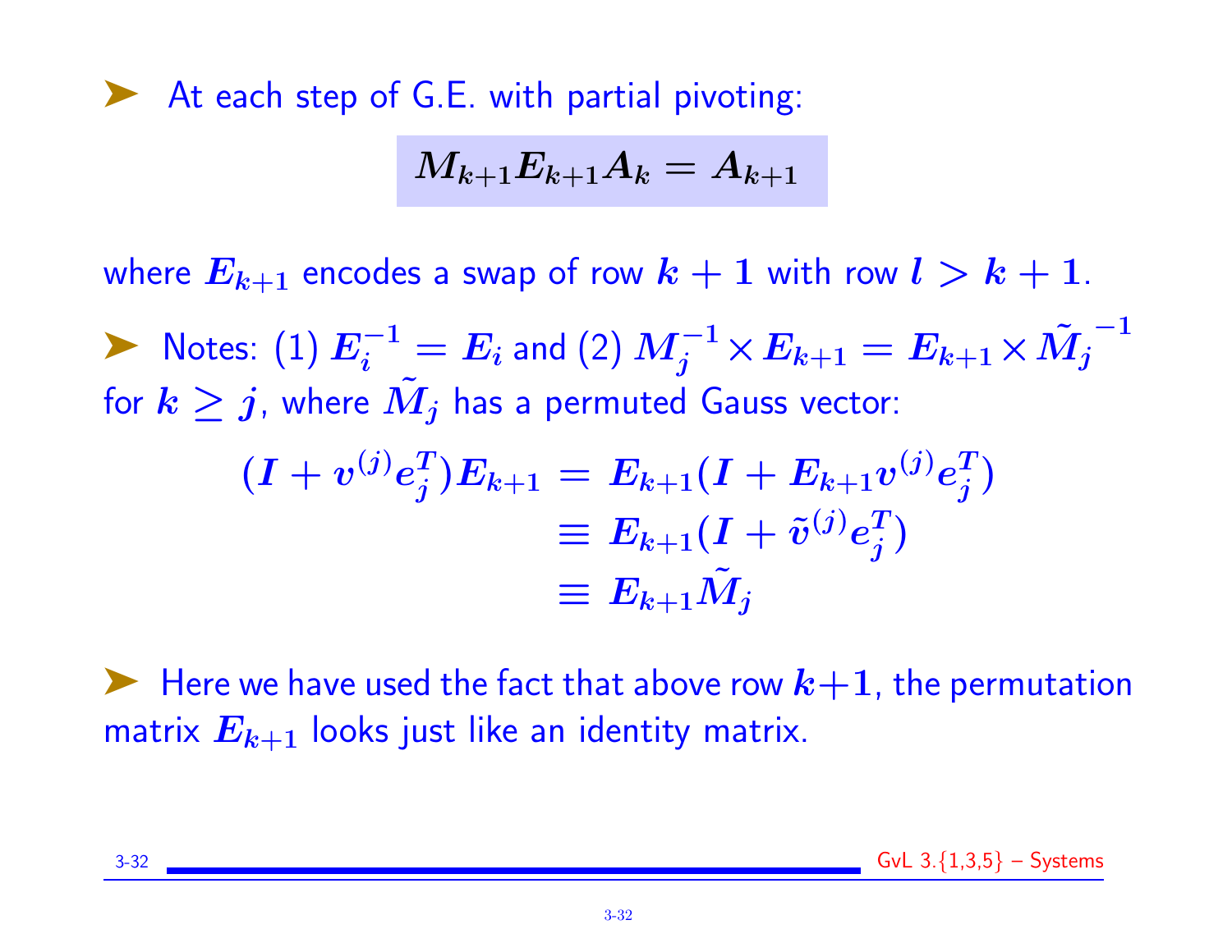- At each step of G.E. with partial pivoting:

$$M_{k+1}E_{k+1}A_k = A_{k+1}$$

where $E_{k+1}$ encodes a swap of row $k+1$ with row $l > k+1$.

- Notes: (1) $E_i^{-1} = E_i$ and (2) $M_j^{-1} \times E_{k+1} = E_{k+1} \times \tilde{M_j}^{-1}$ for $k \geq j$, where $\tilde{M_j}$ has a permuted Gauss vector:

$$\begin{aligned}
(I + v^{(j)}e_j^T)E_{k+1} &= E_{k+1}(I + E_{k+1}v^{(j)}e_j^T) \\
&\equiv E_{k+1}(I + \tilde{v}^{(j)}e_j^T) \\
&\equiv E_{k+1}\tilde{M_j}
\end{aligned}$$

- Here we have used the fact that above row $k+1$, the permutation matrix $E_{k+1}$ looks just like an identity matrix.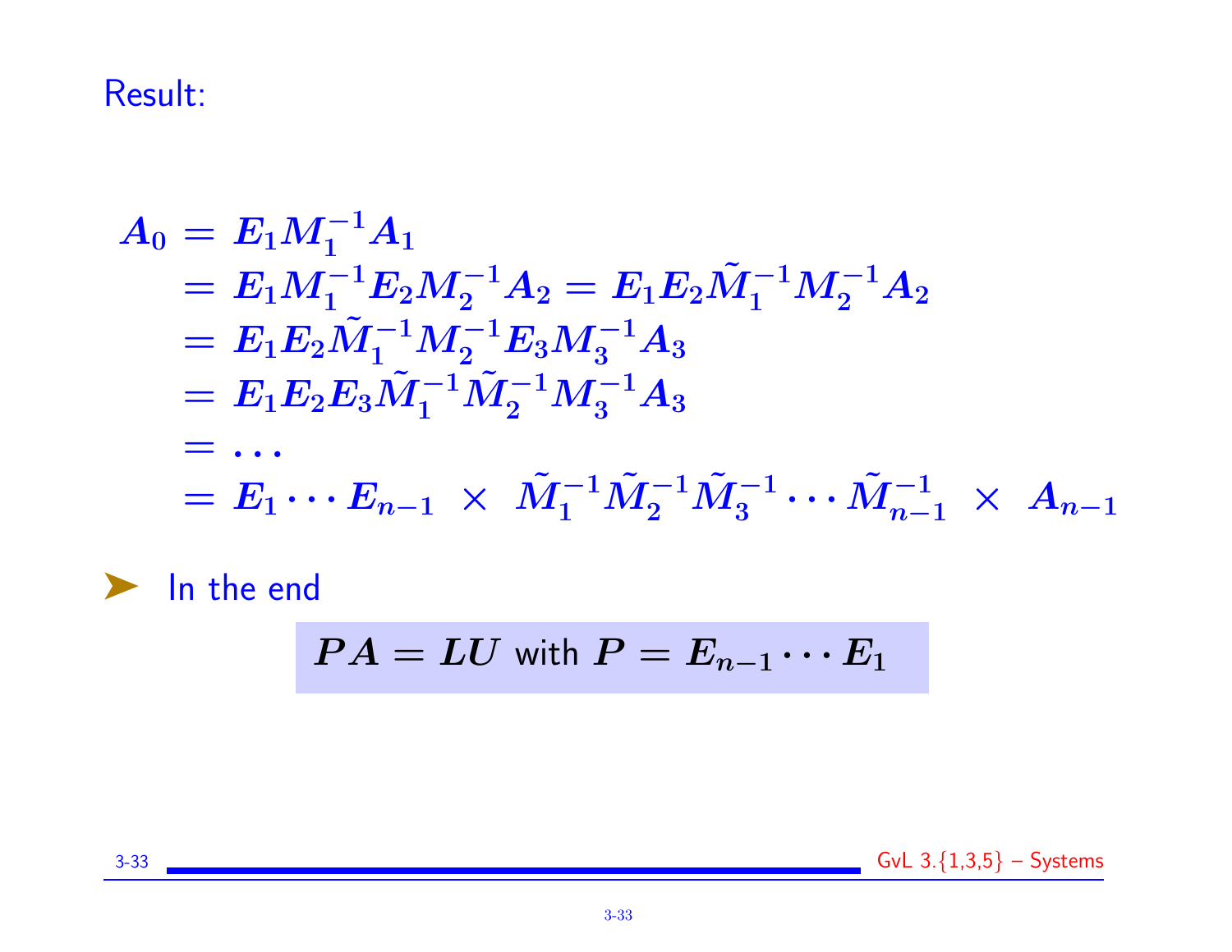Result:

$$
\begin{aligned}
A_0 &= E_1 M_1^{-1} A_1 \\
&= E_1 M_1^{-1} E_2 M_2^{-1} A_2 = E_1 E_2 \tilde{M}_1^{-1} M_2^{-1} A_2 \\
&= E_1 E_2 \tilde{M}_1^{-1} M_2^{-1} E_3 M_3^{-1} A_3 \\
&= E_1 E_2 E_3 \tilde{M}_1^{-1} \tilde{M}_2^{-1} M_3^{-1} A_3 \\
&= \ldots \\
&= E_1 \cdots E_{n-1} \ \times \ \tilde{M}_1^{-1} \tilde{M}_2^{-1} \tilde{M}_3^{-1} \cdots \tilde{M}_{n-1}^{-1} \ \times \ A_{n-1}
\end{aligned}
$$

- In the end

$$PA = LU \text{ with } P = E_{n-1} \cdots E_1$$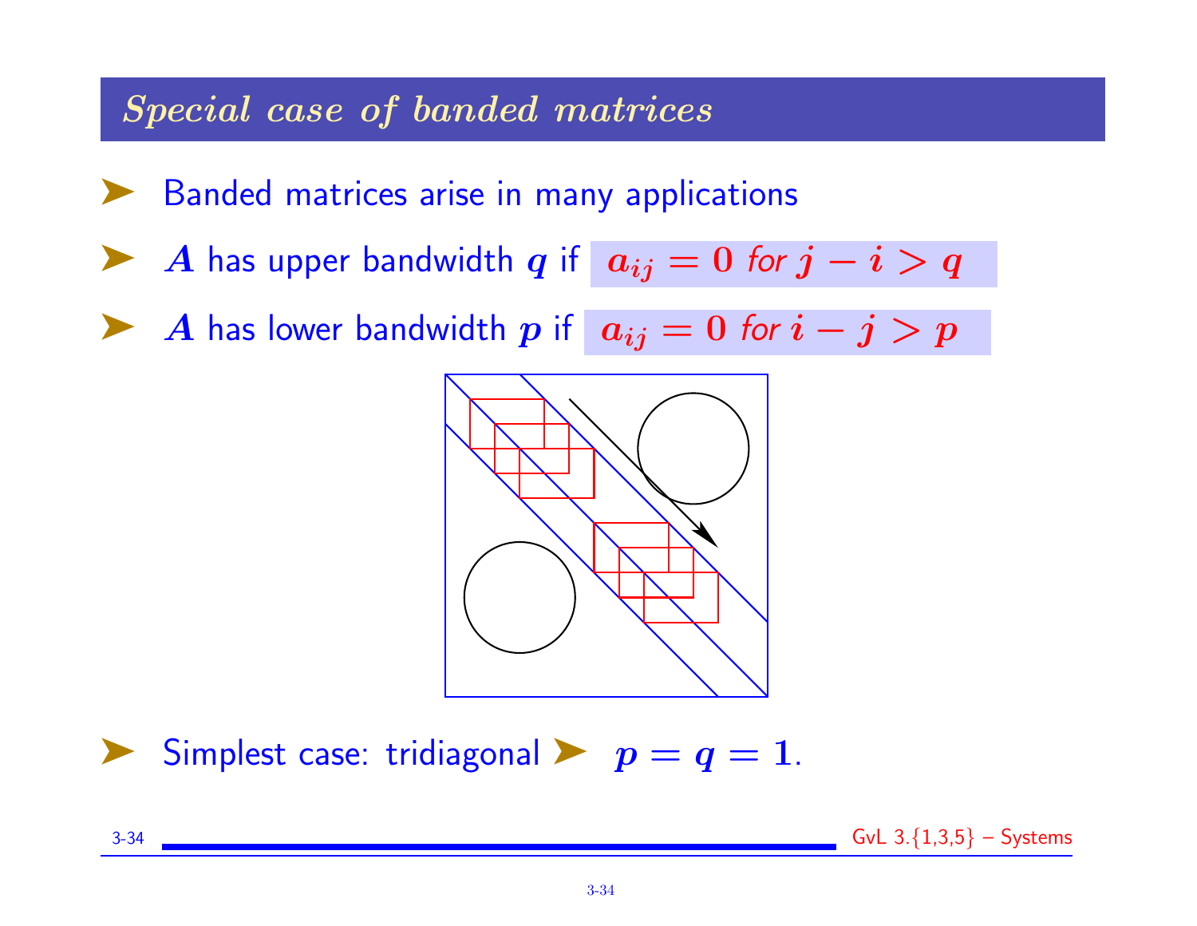## *Special case of banded matrices*

- Banded matrices arise in many applications
- $A$ has upper bandwidth $q$ if $a_{ij} = 0$ *for* $j - i > q$
- $A$ has lower bandwidth $p$ if $a_{ij} = 0$ *for* $i - j > p$

- Simplest case: tridiagonal ➤ $p = q = 1$.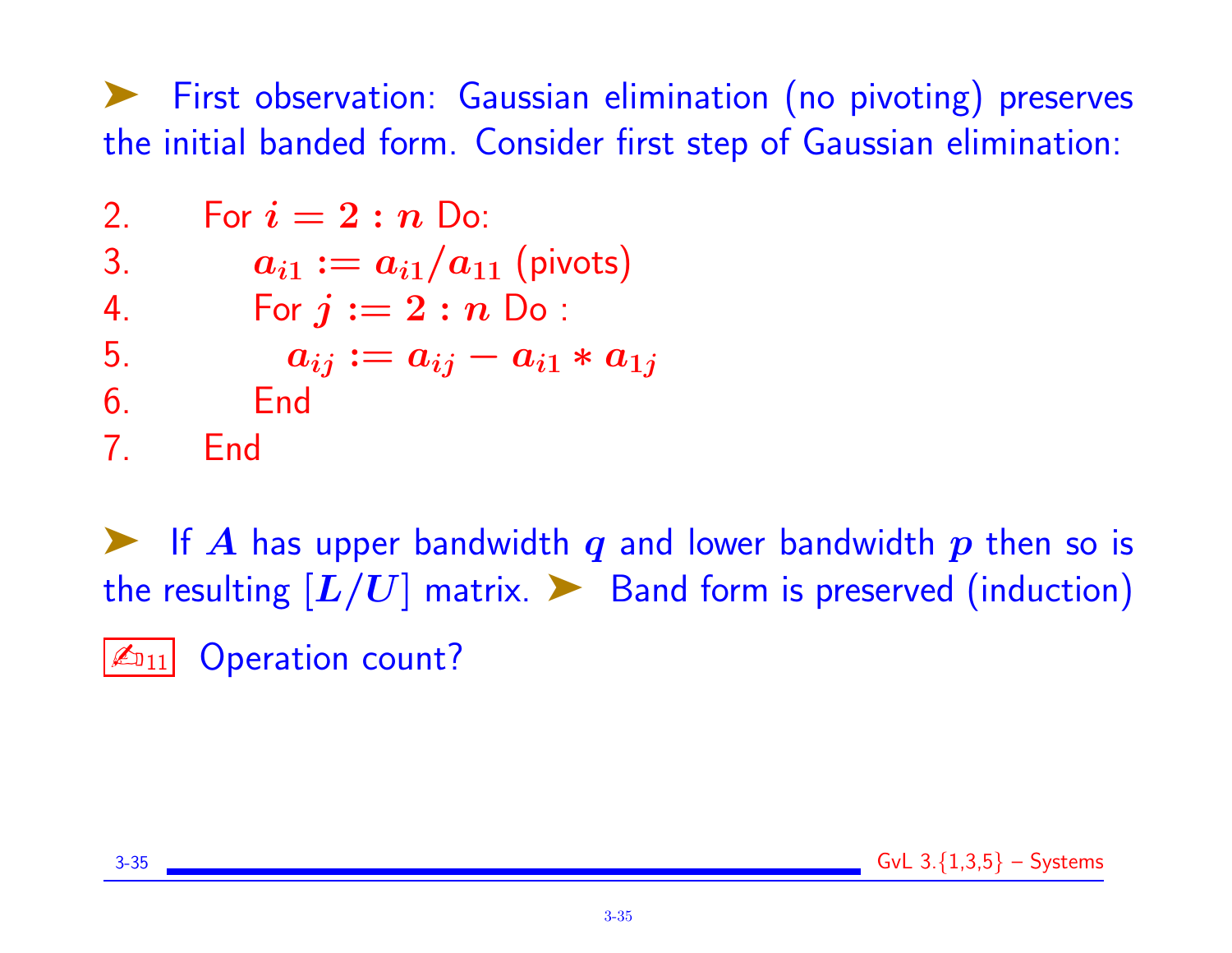➤ First observation: Gaussian elimination (no pivoting) preserves the initial banded form. Consider first step of Gaussian elimination:

```
2.     For i = 2 : n Do:
3.        a_i1 := a_i1/a_11 (pivots)
4.        For j := 2 : n Do :
5.           a_ij := a_ij − a_i1 * a_1j
6.        End
7.     End
```

➤ If $A$ has upper bandwidth $q$ and lower bandwidth $p$ then so is the resulting $[L/U]$ matrix. ➤ Band form is preserved (induction)

✍11 Operation count?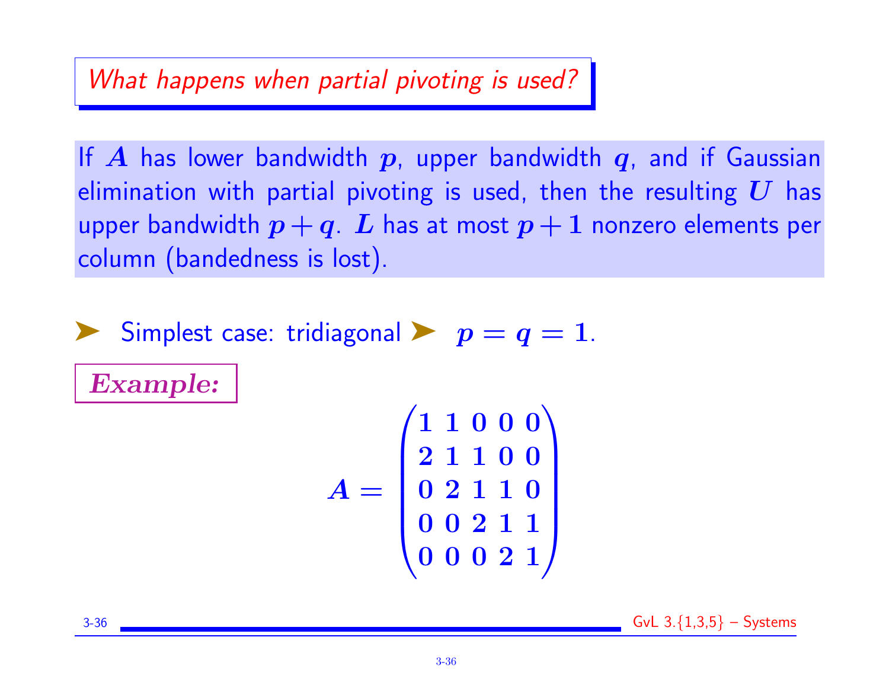## What happens when partial pivoting is used?

If $A$ has lower bandwidth $p$, upper bandwidth $q$, and if Gaussian elimination with partial pivoting is used, then the resulting $U$ has upper bandwidth $p+q$. $L$ has at most $p+1$ nonzero elements per column (bandedness is lost).

➤ Simplest case: tridiagonal ➤ $p = q = 1$.

**Example:**

$$A = \begin{pmatrix} 1 & 1 & 0 & 0 & 0 \\ 2 & 1 & 1 & 0 & 0 \\ 0 & 2 & 1 & 1 & 0 \\ 0 & 0 & 2 & 1 & 1 \\ 0 & 0 & 0 & 2 & 1 \end{pmatrix}$$